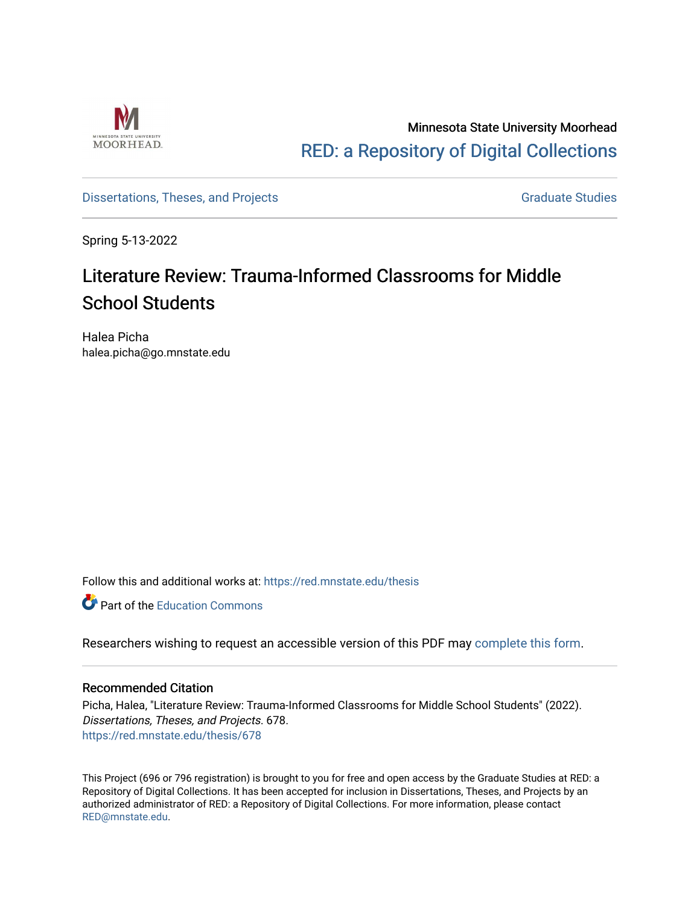Minnesota State University Moorhead

RED: a Repository of Digital Collections

Dissertations, Theses, and Projects

Graduate Studies

Spring 5-13-2022

# Literature Review: Trauma-Informed Classrooms for Middle School Students

Halea Picha
halea.picha@go.mnstate.edu

Follow this and additional works at: https://red.mnstate.edu/thesis

Part of the Education Commons

Researchers wishing to request an accessible version of this PDF may complete this form.

## Recommended Citation

Picha, Halea, "Literature Review: Trauma-Informed Classrooms for Middle School Students" (2022). *Dissertations, Theses, and Projects*. 678.
https://red.mnstate.edu/thesis/678

This Project (696 or 796 registration) is brought to you for free and open access by the Graduate Studies at RED: a Repository of Digital Collections. It has been accepted for inclusion in Dissertations, Theses, and Projects by an authorized administrator of RED: a Repository of Digital Collections. For more information, please contact RED@mnstate.edu.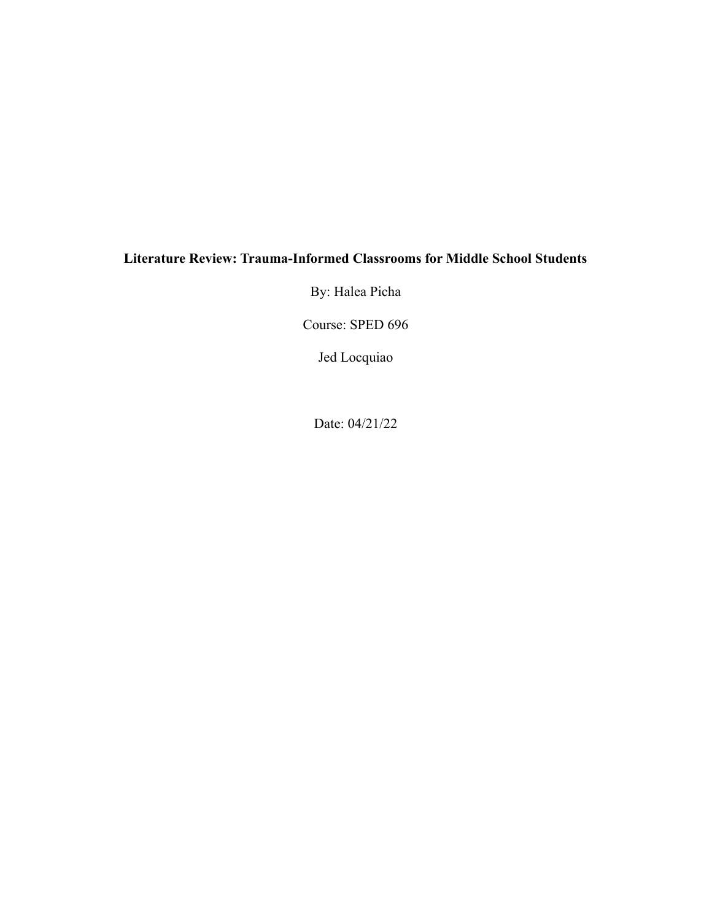**Literature Review: Trauma-Informed Classrooms for Middle School Students**

By: Halea Picha

Course: SPED 696

Jed Locquiao

Date: 04/21/22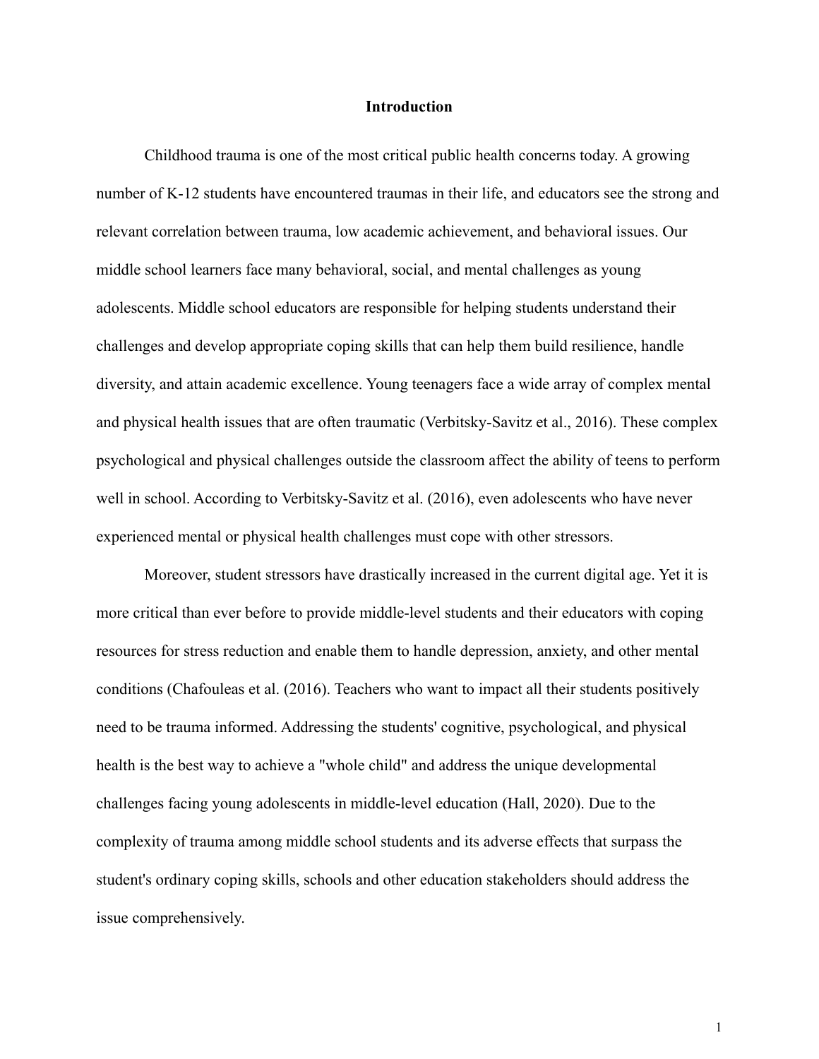## Introduction

Childhood trauma is one of the most critical public health concerns today. A growing number of K-12 students have encountered traumas in their life, and educators see the strong and relevant correlation between trauma, low academic achievement, and behavioral issues. Our middle school learners face many behavioral, social, and mental challenges as young adolescents. Middle school educators are responsible for helping students understand their challenges and develop appropriate coping skills that can help them build resilience, handle diversity, and attain academic excellence. Young teenagers face a wide array of complex mental and physical health issues that are often traumatic (Verbitsky-Savitz et al., 2016). These complex psychological and physical challenges outside the classroom affect the ability of teens to perform well in school. According to Verbitsky-Savitz et al. (2016), even adolescents who have never experienced mental or physical health challenges must cope with other stressors.

Moreover, student stressors have drastically increased in the current digital age. Yet it is more critical than ever before to provide middle-level students and their educators with coping resources for stress reduction and enable them to handle depression, anxiety, and other mental conditions (Chafouleas et al. (2016). Teachers who want to impact all their students positively need to be trauma informed. Addressing the students' cognitive, psychological, and physical health is the best way to achieve a "whole child" and address the unique developmental challenges facing young adolescents in middle-level education (Hall, 2020). Due to the complexity of trauma among middle school students and its adverse effects that surpass the student's ordinary coping skills, schools and other education stakeholders should address the issue comprehensively.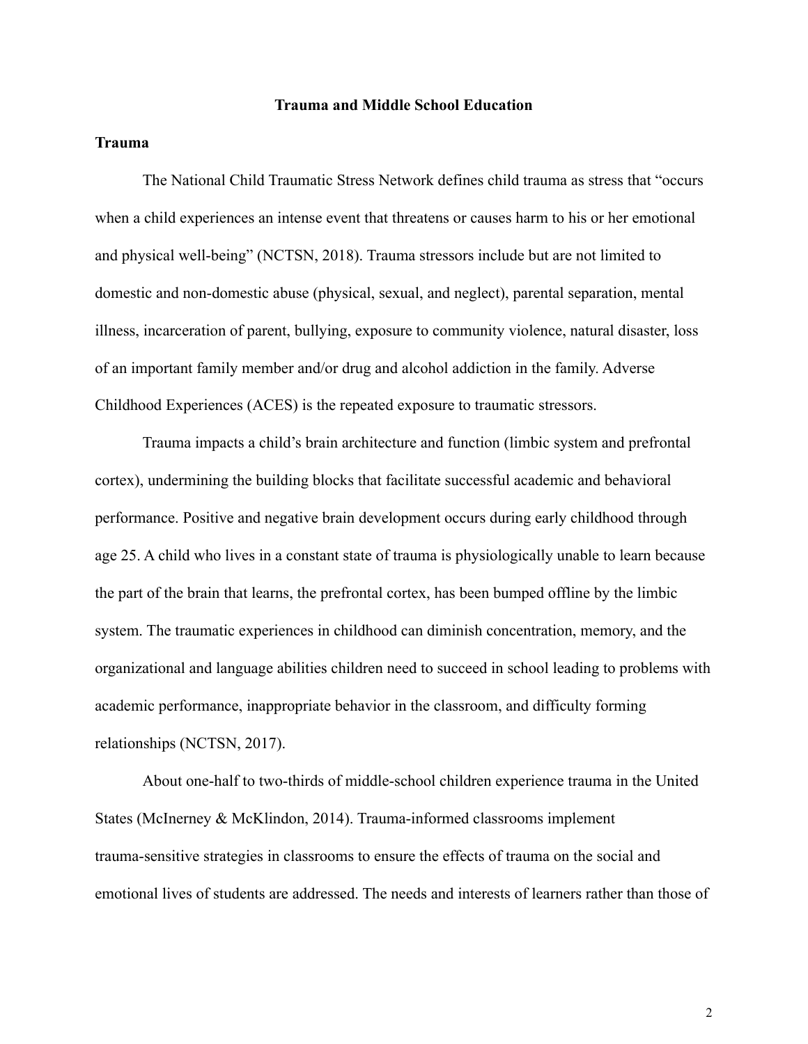# Trauma and Middle School Education

## Trauma

The National Child Traumatic Stress Network defines child trauma as stress that "occurs when a child experiences an intense event that threatens or causes harm to his or her emotional and physical well-being" (NCTSN, 2018). Trauma stressors include but are not limited to domestic and non-domestic abuse (physical, sexual, and neglect), parental separation, mental illness, incarceration of parent, bullying, exposure to community violence, natural disaster, loss of an important family member and/or drug and alcohol addiction in the family. Adverse Childhood Experiences (ACES) is the repeated exposure to traumatic stressors.

Trauma impacts a child's brain architecture and function (limbic system and prefrontal cortex), undermining the building blocks that facilitate successful academic and behavioral performance. Positive and negative brain development occurs during early childhood through age 25. A child who lives in a constant state of trauma is physiologically unable to learn because the part of the brain that learns, the prefrontal cortex, has been bumped offline by the limbic system. The traumatic experiences in childhood can diminish concentration, memory, and the organizational and language abilities children need to succeed in school leading to problems with academic performance, inappropriate behavior in the classroom, and difficulty forming relationships (NCTSN, 2017).

About one-half to two-thirds of middle-school children experience trauma in the United States (McInerney & McKlindon, 2014). Trauma-informed classrooms implement trauma-sensitive strategies in classrooms to ensure the effects of trauma on the social and emotional lives of students are addressed. The needs and interests of learners rather than those of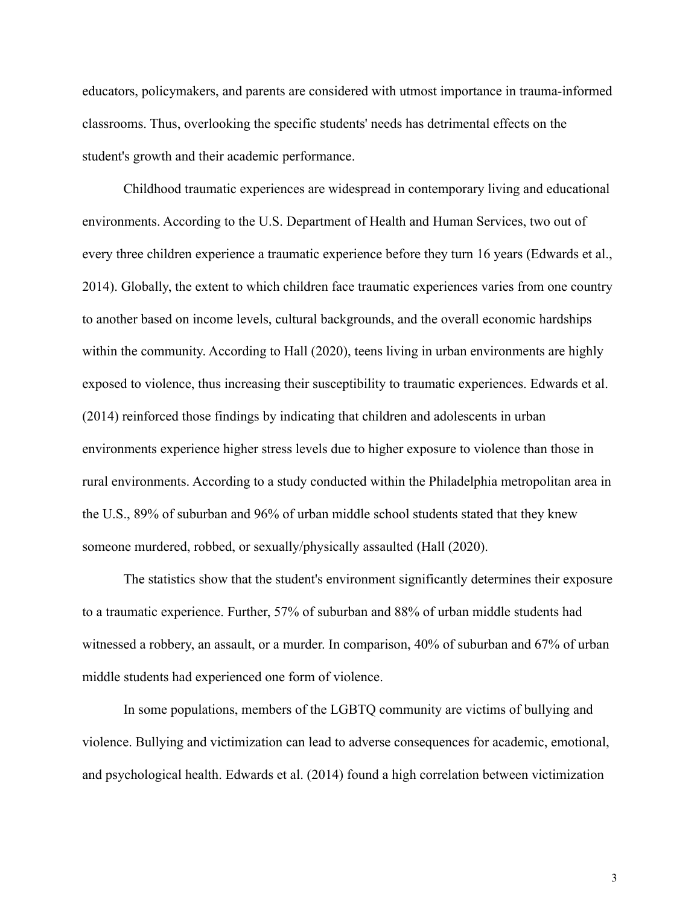educators, policymakers, and parents are considered with utmost importance in trauma-informed classrooms. Thus, overlooking the specific students' needs has detrimental effects on the student's growth and their academic performance.

Childhood traumatic experiences are widespread in contemporary living and educational environments. According to the U.S. Department of Health and Human Services, two out of every three children experience a traumatic experience before they turn 16 years (Edwards et al., 2014). Globally, the extent to which children face traumatic experiences varies from one country to another based on income levels, cultural backgrounds, and the overall economic hardships within the community. According to Hall (2020), teens living in urban environments are highly exposed to violence, thus increasing their susceptibility to traumatic experiences. Edwards et al. (2014) reinforced those findings by indicating that children and adolescents in urban environments experience higher stress levels due to higher exposure to violence than those in rural environments. According to a study conducted within the Philadelphia metropolitan area in the U.S., 89% of suburban and 96% of urban middle school students stated that they knew someone murdered, robbed, or sexually/physically assaulted (Hall (2020).

The statistics show that the student's environment significantly determines their exposure to a traumatic experience. Further, 57% of suburban and 88% of urban middle students had witnessed a robbery, an assault, or a murder. In comparison, 40% of suburban and 67% of urban middle students had experienced one form of violence.

In some populations, members of the LGBTQ community are victims of bullying and violence. Bullying and victimization can lead to adverse consequences for academic, emotional, and psychological health. Edwards et al. (2014) found a high correlation between victimization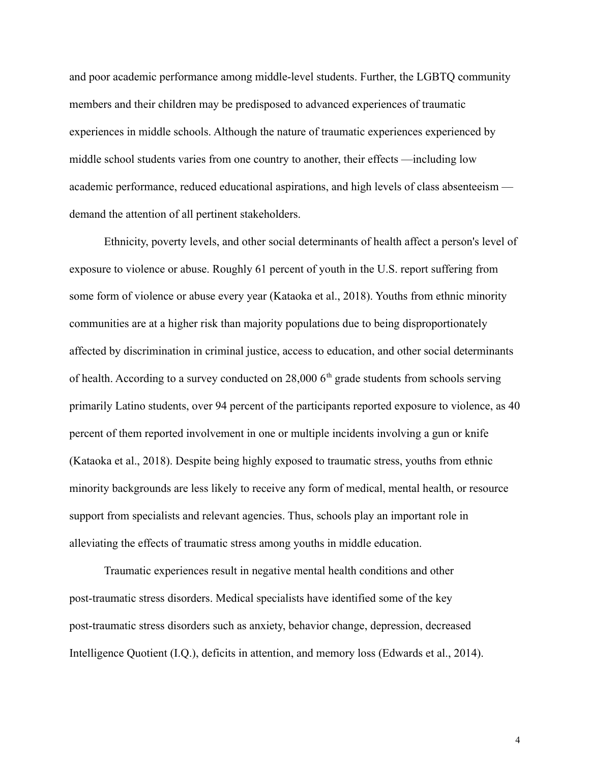and poor academic performance among middle-level students. Further, the LGBTQ community members and their children may be predisposed to advanced experiences of traumatic experiences in middle schools. Although the nature of traumatic experiences experienced by middle school students varies from one country to another, their effects —including low academic performance, reduced educational aspirations, and high levels of class absenteeism — demand the attention of all pertinent stakeholders.

Ethnicity, poverty levels, and other social determinants of health affect a person's level of exposure to violence or abuse. Roughly 61 percent of youth in the U.S. report suffering from some form of violence or abuse every year (Kataoka et al., 2018). Youths from ethnic minority communities are at a higher risk than majority populations due to being disproportionately affected by discrimination in criminal justice, access to education, and other social determinants of health. According to a survey conducted on 28,000 6th grade students from schools serving primarily Latino students, over 94 percent of the participants reported exposure to violence, as 40 percent of them reported involvement in one or multiple incidents involving a gun or knife (Kataoka et al., 2018). Despite being highly exposed to traumatic stress, youths from ethnic minority backgrounds are less likely to receive any form of medical, mental health, or resource support from specialists and relevant agencies. Thus, schools play an important role in alleviating the effects of traumatic stress among youths in middle education.

Traumatic experiences result in negative mental health conditions and other post-traumatic stress disorders. Medical specialists have identified some of the key post-traumatic stress disorders such as anxiety, behavior change, depression, decreased Intelligence Quotient (I.Q.), deficits in attention, and memory loss (Edwards et al., 2014).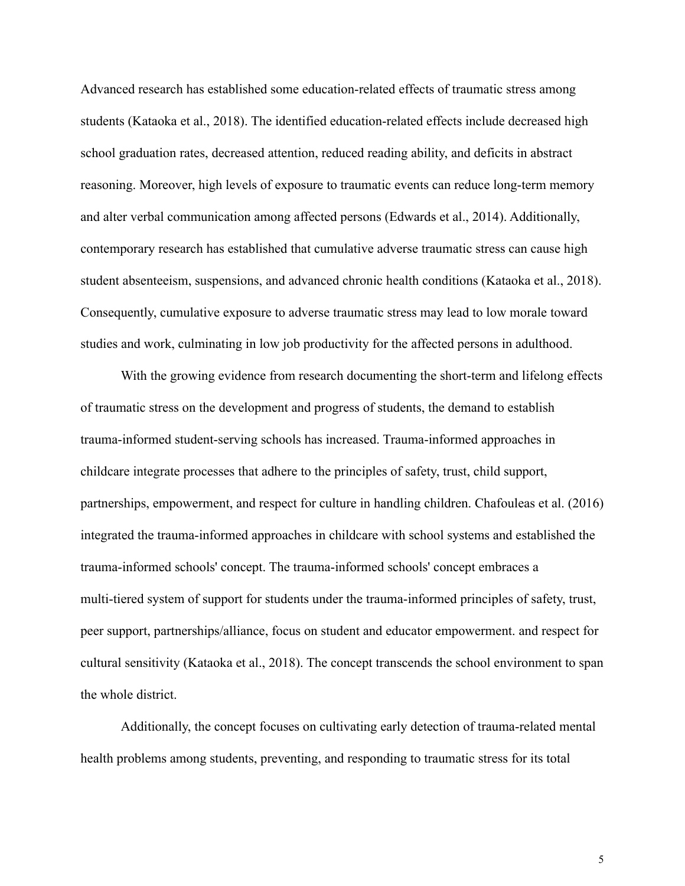Advanced research has established some education-related effects of traumatic stress among students (Kataoka et al., 2018). The identified education-related effects include decreased high school graduation rates, decreased attention, reduced reading ability, and deficits in abstract reasoning. Moreover, high levels of exposure to traumatic events can reduce long-term memory and alter verbal communication among affected persons (Edwards et al., 2014). Additionally, contemporary research has established that cumulative adverse traumatic stress can cause high student absenteeism, suspensions, and advanced chronic health conditions (Kataoka et al., 2018). Consequently, cumulative exposure to adverse traumatic stress may lead to low morale toward studies and work, culminating in low job productivity for the affected persons in adulthood.

With the growing evidence from research documenting the short-term and lifelong effects of traumatic stress on the development and progress of students, the demand to establish trauma-informed student-serving schools has increased. Trauma-informed approaches in childcare integrate processes that adhere to the principles of safety, trust, child support, partnerships, empowerment, and respect for culture in handling children. Chafouleas et al. (2016) integrated the trauma-informed approaches in childcare with school systems and established the trauma-informed schools' concept. The trauma-informed schools' concept embraces a multi-tiered system of support for students under the trauma-informed principles of safety, trust, peer support, partnerships/alliance, focus on student and educator empowerment. and respect for cultural sensitivity (Kataoka et al., 2018). The concept transcends the school environment to span the whole district.

Additionally, the concept focuses on cultivating early detection of trauma-related mental health problems among students, preventing, and responding to traumatic stress for its total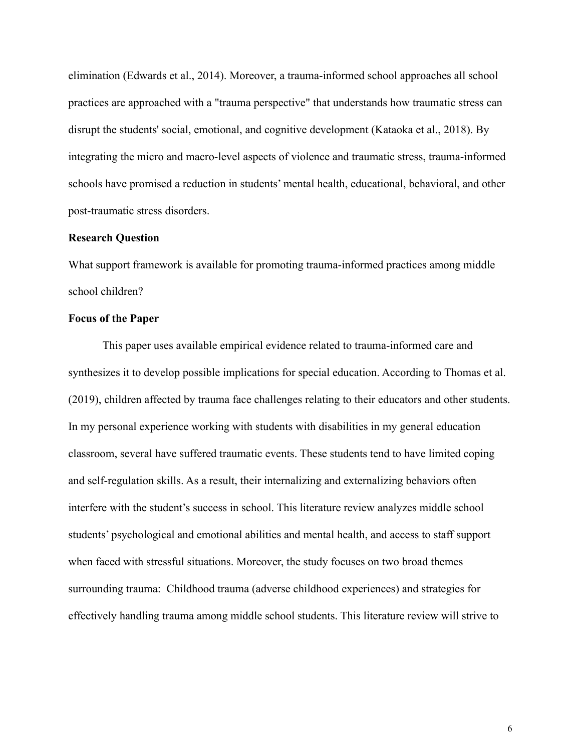elimination (Edwards et al., 2014). Moreover, a trauma-informed school approaches all school practices are approached with a "trauma perspective" that understands how traumatic stress can disrupt the students' social, emotional, and cognitive development (Kataoka et al., 2018). By integrating the micro and macro-level aspects of violence and traumatic stress, trauma-informed schools have promised a reduction in students' mental health, educational, behavioral, and other post-traumatic stress disorders.

**Research Question**

What support framework is available for promoting trauma-informed practices among middle school children?

**Focus of the Paper**

This paper uses available empirical evidence related to trauma-informed care and synthesizes it to develop possible implications for special education. According to Thomas et al. (2019), children affected by trauma face challenges relating to their educators and other students. In my personal experience working with students with disabilities in my general education classroom, several have suffered traumatic events. These students tend to have limited coping and self-regulation skills. As a result, their internalizing and externalizing behaviors often interfere with the student's success in school. This literature review analyzes middle school students' psychological and emotional abilities and mental health, and access to staff support when faced with stressful situations. Moreover, the study focuses on two broad themes surrounding trauma: Childhood trauma (adverse childhood experiences) and strategies for effectively handling trauma among middle school students. This literature review will strive to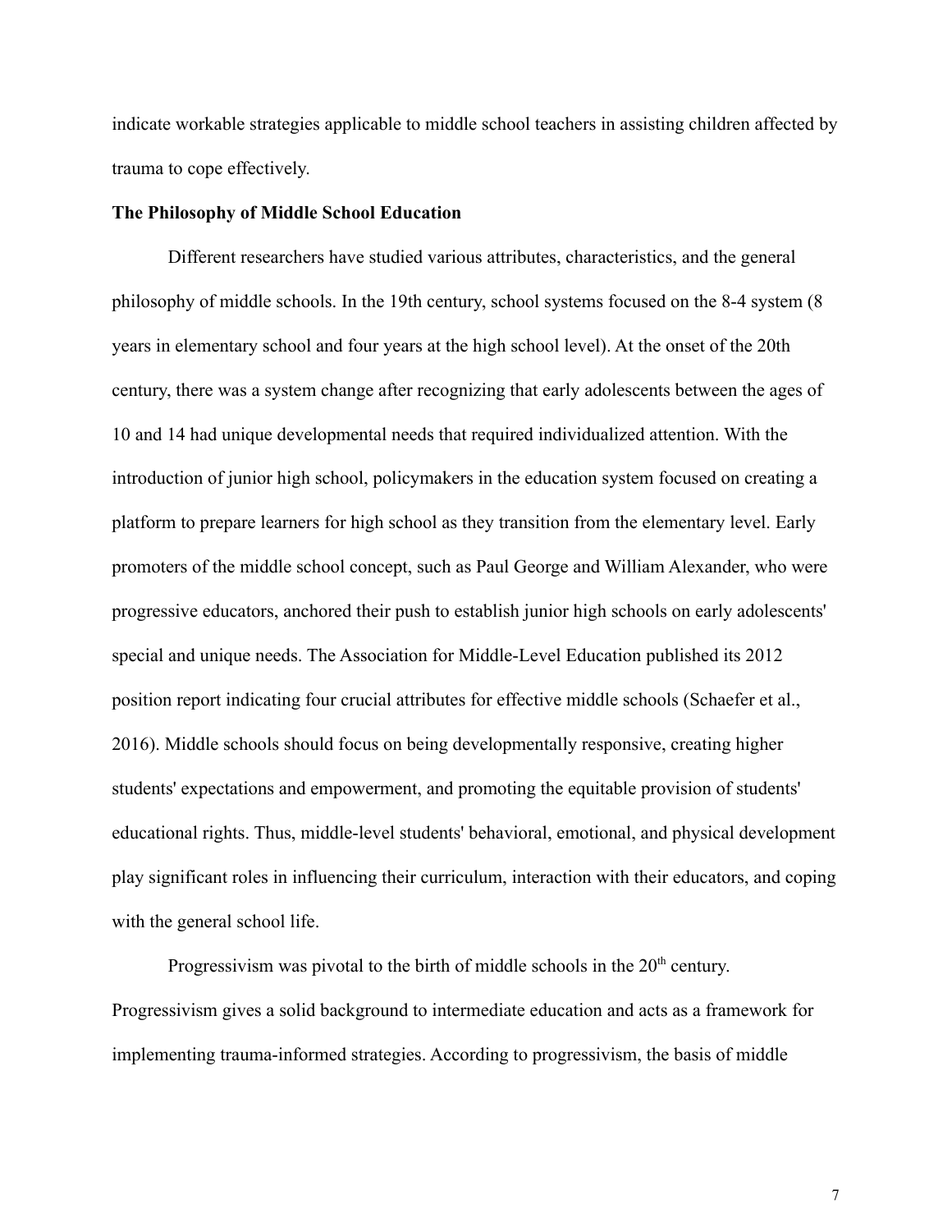indicate workable strategies applicable to middle school teachers in assisting children affected by trauma to cope effectively.

### The Philosophy of Middle School Education

Different researchers have studied various attributes, characteristics, and the general philosophy of middle schools. In the 19th century, school systems focused on the 8-4 system (8 years in elementary school and four years at the high school level). At the onset of the 20th century, there was a system change after recognizing that early adolescents between the ages of 10 and 14 had unique developmental needs that required individualized attention. With the introduction of junior high school, policymakers in the education system focused on creating a platform to prepare learners for high school as they transition from the elementary level. Early promoters of the middle school concept, such as Paul George and William Alexander, who were progressive educators, anchored their push to establish junior high schools on early adolescents' special and unique needs. The Association for Middle-Level Education published its 2012 position report indicating four crucial attributes for effective middle schools (Schaefer et al., 2016). Middle schools should focus on being developmentally responsive, creating higher students' expectations and empowerment, and promoting the equitable provision of students' educational rights. Thus, middle-level students' behavioral, emotional, and physical development play significant roles in influencing their curriculum, interaction with their educators, and coping with the general school life.

Progressivism was pivotal to the birth of middle schools in the 20th century. Progressivism gives a solid background to intermediate education and acts as a framework for implementing trauma-informed strategies. According to progressivism, the basis of middle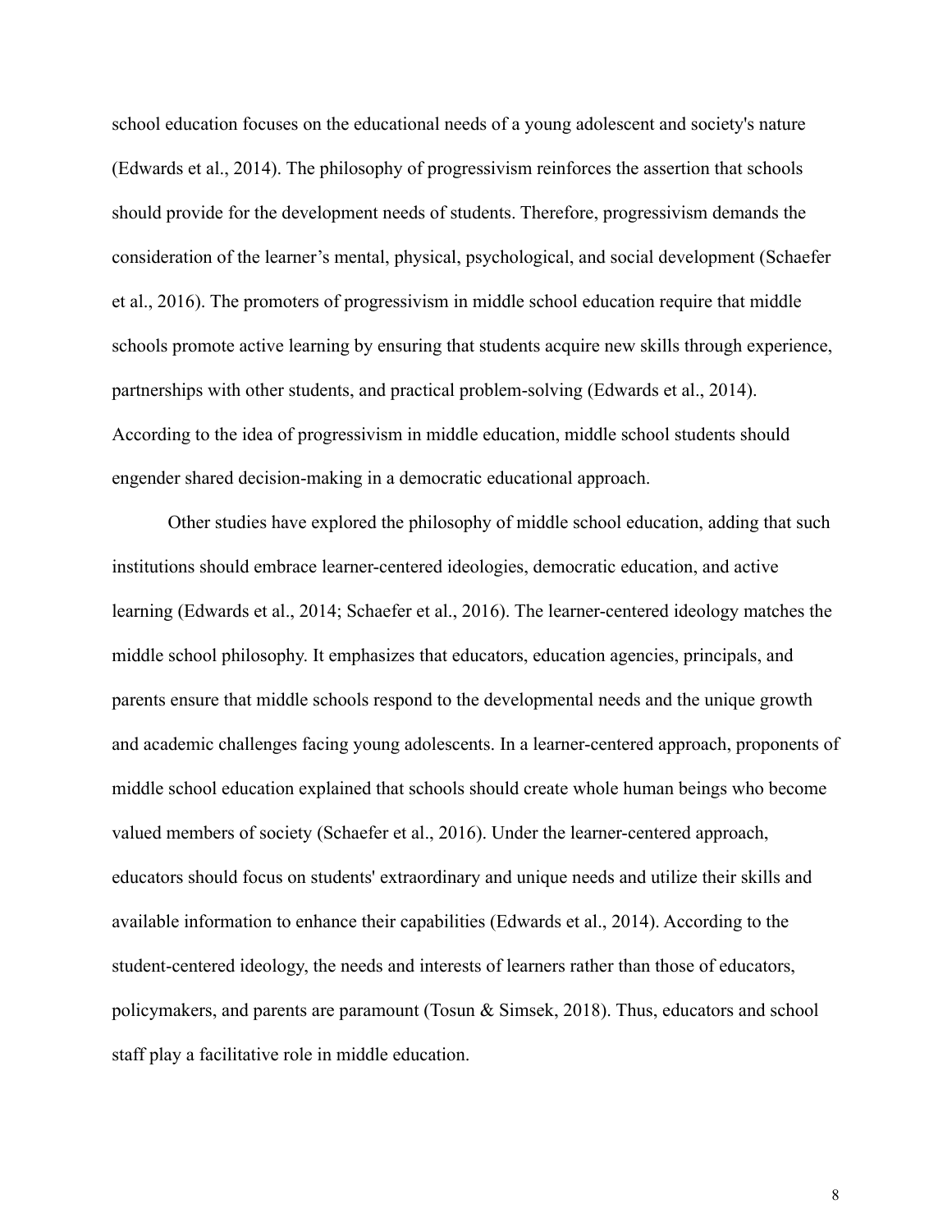school education focuses on the educational needs of a young adolescent and society's nature (Edwards et al., 2014). The philosophy of progressivism reinforces the assertion that schools should provide for the development needs of students. Therefore, progressivism demands the consideration of the learner's mental, physical, psychological, and social development (Schaefer et al., 2016). The promoters of progressivism in middle school education require that middle schools promote active learning by ensuring that students acquire new skills through experience, partnerships with other students, and practical problem-solving (Edwards et al., 2014). According to the idea of progressivism in middle education, middle school students should engender shared decision-making in a democratic educational approach.

Other studies have explored the philosophy of middle school education, adding that such institutions should embrace learner-centered ideologies, democratic education, and active learning (Edwards et al., 2014; Schaefer et al., 2016). The learner-centered ideology matches the middle school philosophy. It emphasizes that educators, education agencies, principals, and parents ensure that middle schools respond to the developmental needs and the unique growth and academic challenges facing young adolescents. In a learner-centered approach, proponents of middle school education explained that schools should create whole human beings who become valued members of society (Schaefer et al., 2016). Under the learner-centered approach, educators should focus on students' extraordinary and unique needs and utilize their skills and available information to enhance their capabilities (Edwards et al., 2014). According to the student-centered ideology, the needs and interests of learners rather than those of educators, policymakers, and parents are paramount (Tosun & Simsek, 2018). Thus, educators and school staff play a facilitative role in middle education.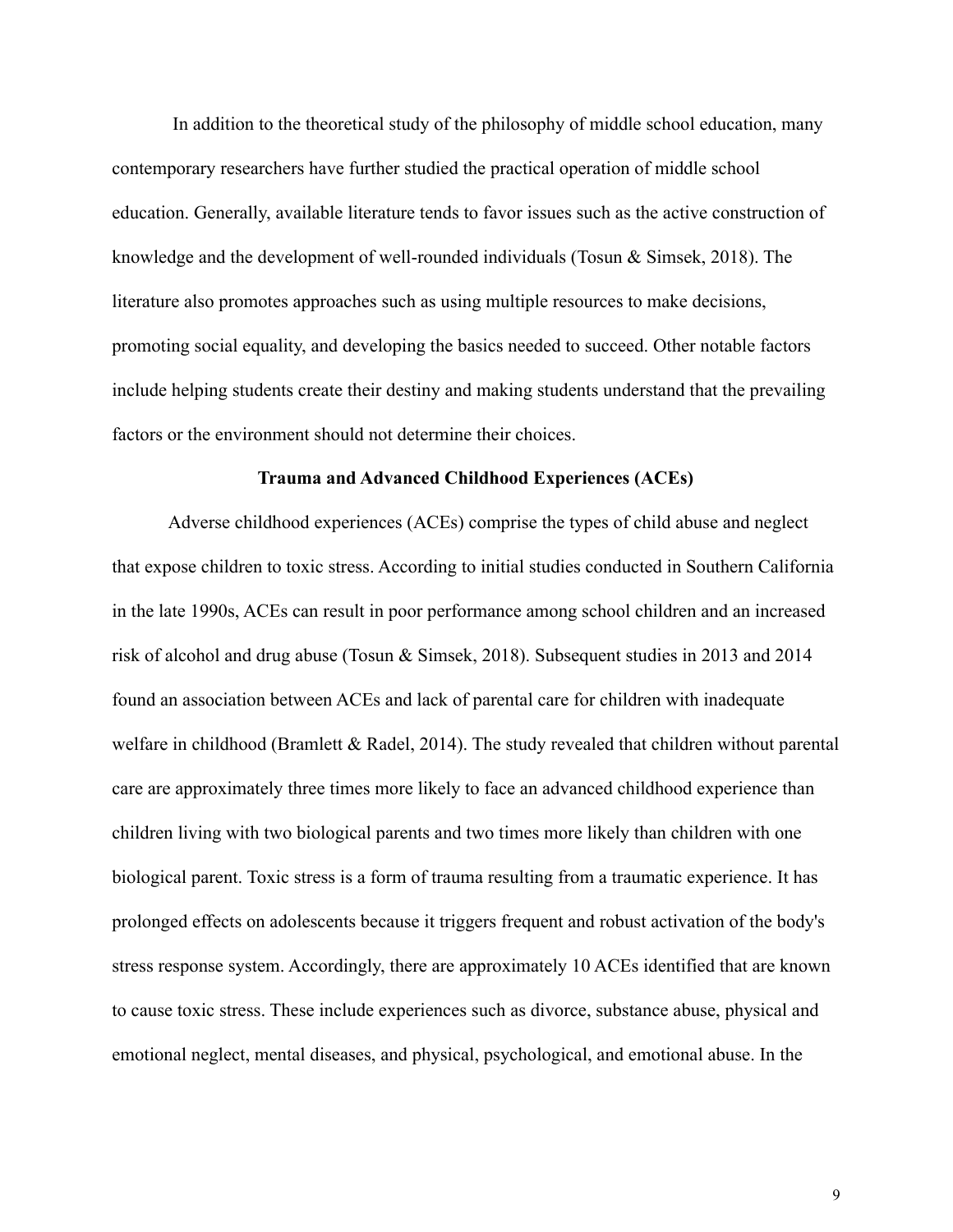In addition to the theoretical study of the philosophy of middle school education, many contemporary researchers have further studied the practical operation of middle school education. Generally, available literature tends to favor issues such as the active construction of knowledge and the development of well-rounded individuals (Tosun & Simsek, 2018). The literature also promotes approaches such as using multiple resources to make decisions, promoting social equality, and developing the basics needed to succeed. Other notable factors include helping students create their destiny and making students understand that the prevailing factors or the environment should not determine their choices.

## Trauma and Advanced Childhood Experiences (ACEs)

Adverse childhood experiences (ACEs) comprise the types of child abuse and neglect that expose children to toxic stress. According to initial studies conducted in Southern California in the late 1990s, ACEs can result in poor performance among school children and an increased risk of alcohol and drug abuse (Tosun & Simsek, 2018). Subsequent studies in 2013 and 2014 found an association between ACEs and lack of parental care for children with inadequate welfare in childhood (Bramlett & Radel, 2014). The study revealed that children without parental care are approximately three times more likely to face an advanced childhood experience than children living with two biological parents and two times more likely than children with one biological parent. Toxic stress is a form of trauma resulting from a traumatic experience. It has prolonged effects on adolescents because it triggers frequent and robust activation of the body's stress response system. Accordingly, there are approximately 10 ACEs identified that are known to cause toxic stress. These include experiences such as divorce, substance abuse, physical and emotional neglect, mental diseases, and physical, psychological, and emotional abuse. In the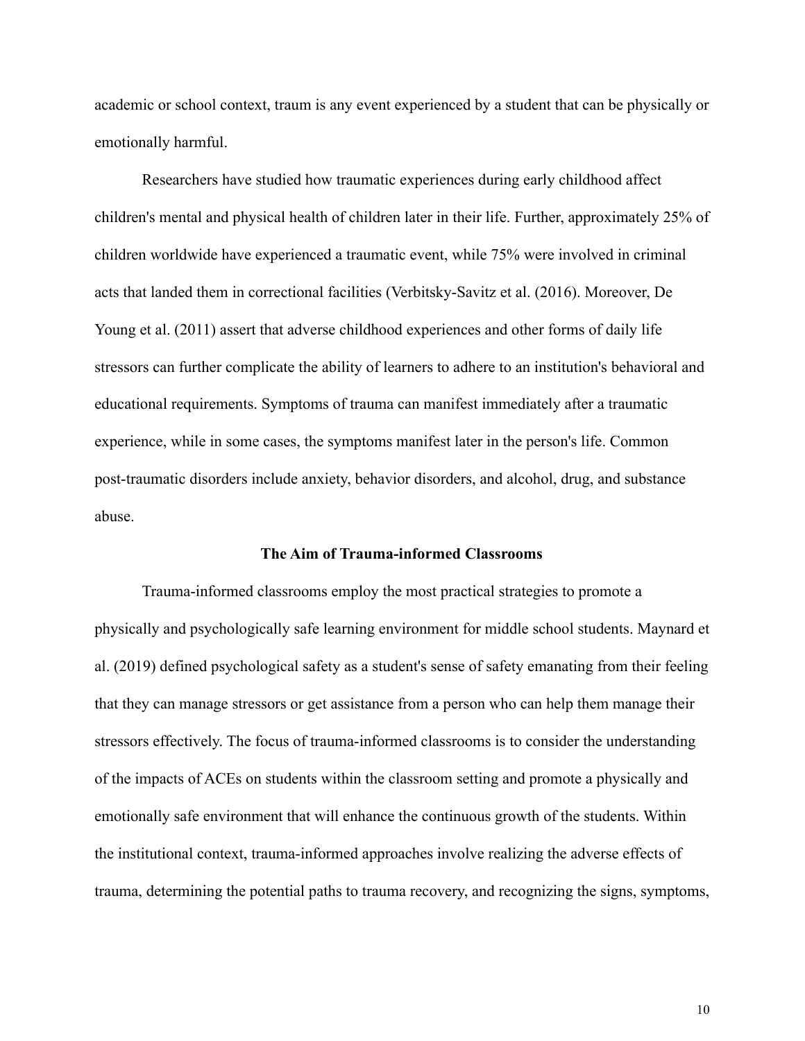academic or school context, traum is any event experienced by a student that can be physically or emotionally harmful.

Researchers have studied how traumatic experiences during early childhood affect children's mental and physical health of children later in their life. Further, approximately 25% of children worldwide have experienced a traumatic event, while 75% were involved in criminal acts that landed them in correctional facilities (Verbitsky-Savitz et al. (2016). Moreover, De Young et al. (2011) assert that adverse childhood experiences and other forms of daily life stressors can further complicate the ability of learners to adhere to an institution's behavioral and educational requirements. Symptoms of trauma can manifest immediately after a traumatic experience, while in some cases, the symptoms manifest later in the person's life. Common post-traumatic disorders include anxiety, behavior disorders, and alcohol, drug, and substance abuse.

## The Aim of Trauma-informed Classrooms

Trauma-informed classrooms employ the most practical strategies to promote a physically and psychologically safe learning environment for middle school students. Maynard et al. (2019) defined psychological safety as a student's sense of safety emanating from their feeling that they can manage stressors or get assistance from a person who can help them manage their stressors effectively. The focus of trauma-informed classrooms is to consider the understanding of the impacts of ACEs on students within the classroom setting and promote a physically and emotionally safe environment that will enhance the continuous growth of the students. Within the institutional context, trauma-informed approaches involve realizing the adverse effects of trauma, determining the potential paths to trauma recovery, and recognizing the signs, symptoms,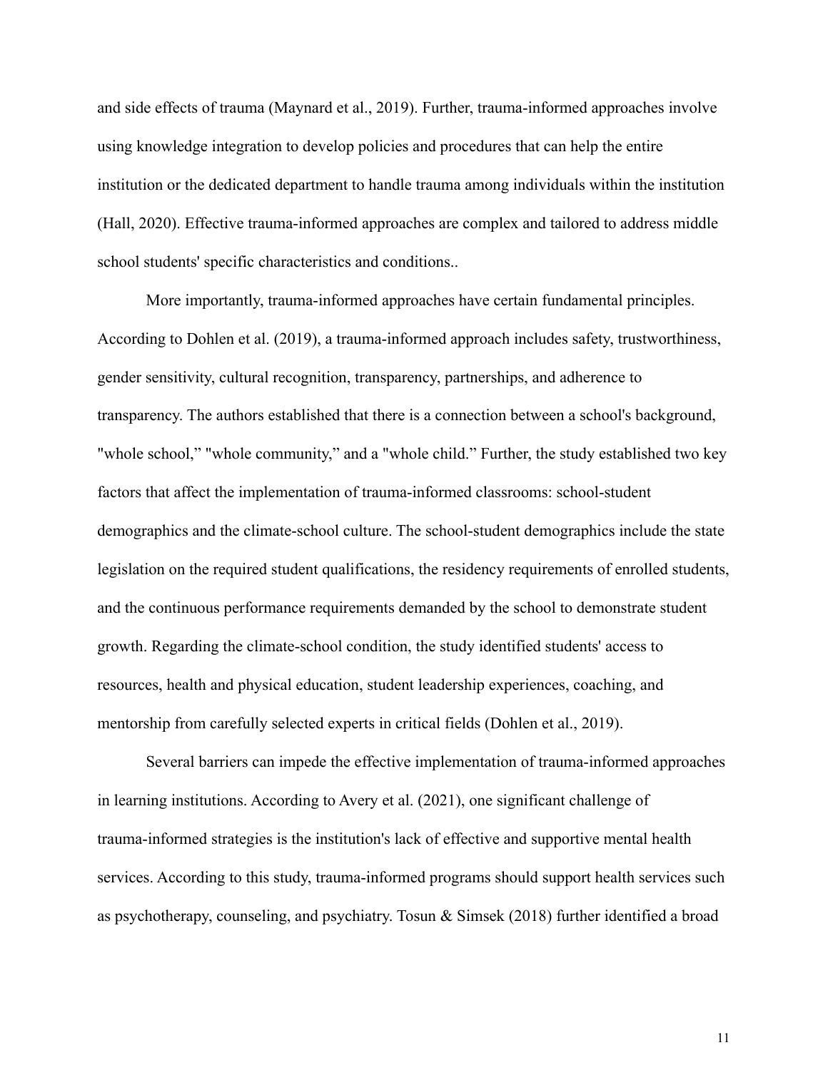and side effects of trauma (Maynard et al., 2019). Further, trauma-informed approaches involve using knowledge integration to develop policies and procedures that can help the entire institution or the dedicated department to handle trauma among individuals within the institution (Hall, 2020). Effective trauma-informed approaches are complex and tailored to address middle school students' specific characteristics and conditions..

More importantly, trauma-informed approaches have certain fundamental principles. According to Dohlen et al. (2019), a trauma-informed approach includes safety, trustworthiness, gender sensitivity, cultural recognition, transparency, partnerships, and adherence to transparency. The authors established that there is a connection between a school's background, "whole school," "whole community," and a "whole child." Further, the study established two key factors that affect the implementation of trauma-informed classrooms: school-student demographics and the climate-school culture. The school-student demographics include the state legislation on the required student qualifications, the residency requirements of enrolled students, and the continuous performance requirements demanded by the school to demonstrate student growth. Regarding the climate-school condition, the study identified students' access to resources, health and physical education, student leadership experiences, coaching, and mentorship from carefully selected experts in critical fields (Dohlen et al., 2019).

Several barriers can impede the effective implementation of trauma-informed approaches in learning institutions. According to Avery et al. (2021), one significant challenge of trauma-informed strategies is the institution's lack of effective and supportive mental health services. According to this study, trauma-informed programs should support health services such as psychotherapy, counseling, and psychiatry. Tosun & Simsek (2018) further identified a broad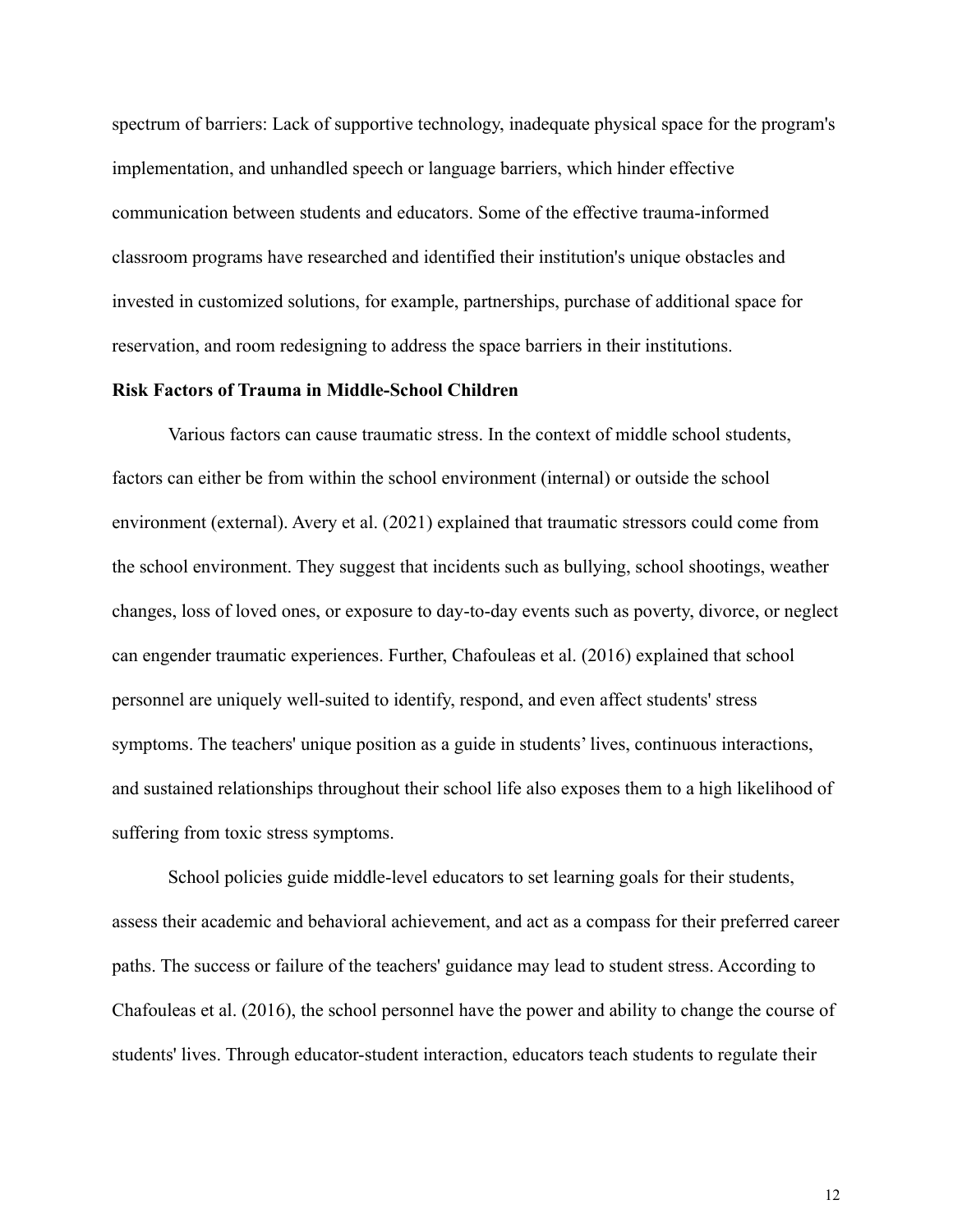spectrum of barriers: Lack of supportive technology, inadequate physical space for the program's implementation, and unhandled speech or language barriers, which hinder effective communication between students and educators. Some of the effective trauma-informed classroom programs have researched and identified their institution's unique obstacles and invested in customized solutions, for example, partnerships, purchase of additional space for reservation, and room redesigning to address the space barriers in their institutions.

**Risk Factors of Trauma in Middle-School Children**

Various factors can cause traumatic stress. In the context of middle school students, factors can either be from within the school environment (internal) or outside the school environment (external). Avery et al. (2021) explained that traumatic stressors could come from the school environment. They suggest that incidents such as bullying, school shootings, weather changes, loss of loved ones, or exposure to day-to-day events such as poverty, divorce, or neglect can engender traumatic experiences. Further, Chafouleas et al. (2016) explained that school personnel are uniquely well-suited to identify, respond, and even affect students' stress symptoms. The teachers' unique position as a guide in students' lives, continuous interactions, and sustained relationships throughout their school life also exposes them to a high likelihood of suffering from toxic stress symptoms.

School policies guide middle-level educators to set learning goals for their students, assess their academic and behavioral achievement, and act as a compass for their preferred career paths. The success or failure of the teachers' guidance may lead to student stress. According to Chafouleas et al. (2016), the school personnel have the power and ability to change the course of students' lives. Through educator-student interaction, educators teach students to regulate their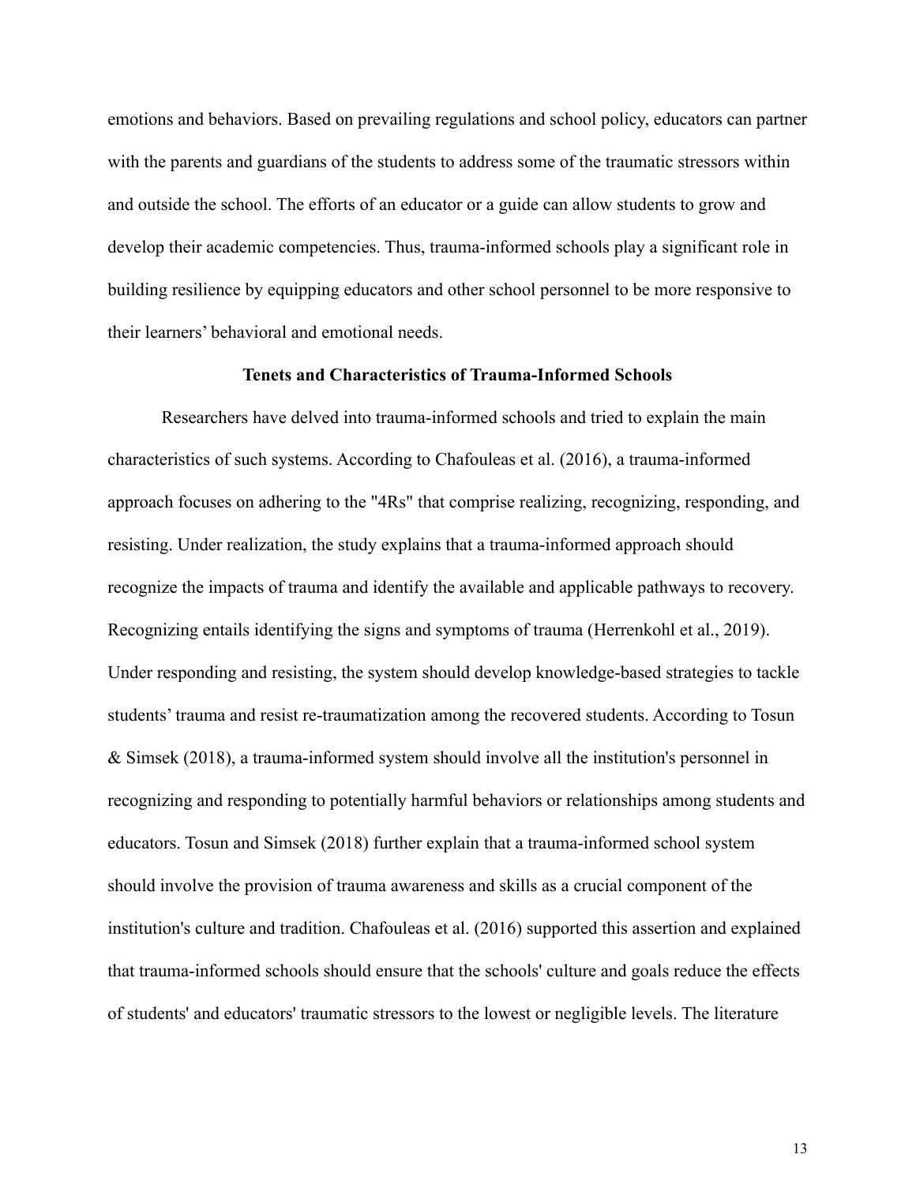emotions and behaviors. Based on prevailing regulations and school policy, educators can partner with the parents and guardians of the students to address some of the traumatic stressors within and outside the school. The efforts of an educator or a guide can allow students to grow and develop their academic competencies. Thus, trauma-informed schools play a significant role in building resilience by equipping educators and other school personnel to be more responsive to their learners' behavioral and emotional needs.

## Tenets and Characteristics of Trauma-Informed Schools

Researchers have delved into trauma-informed schools and tried to explain the main characteristics of such systems. According to Chafouleas et al. (2016), a trauma-informed approach focuses on adhering to the "4Rs" that comprise realizing, recognizing, responding, and resisting. Under realization, the study explains that a trauma-informed approach should recognize the impacts of trauma and identify the available and applicable pathways to recovery. Recognizing entails identifying the signs and symptoms of trauma (Herrenkohl et al., 2019). Under responding and resisting, the system should develop knowledge-based strategies to tackle students' trauma and resist re-traumatization among the recovered students. According to Tosun & Simsek (2018), a trauma-informed system should involve all the institution's personnel in recognizing and responding to potentially harmful behaviors or relationships among students and educators. Tosun and Simsek (2018) further explain that a trauma-informed school system should involve the provision of trauma awareness and skills as a crucial component of the institution's culture and tradition. Chafouleas et al. (2016) supported this assertion and explained that trauma-informed schools should ensure that the schools' culture and goals reduce the effects of students' and educators' traumatic stressors to the lowest or negligible levels. The literature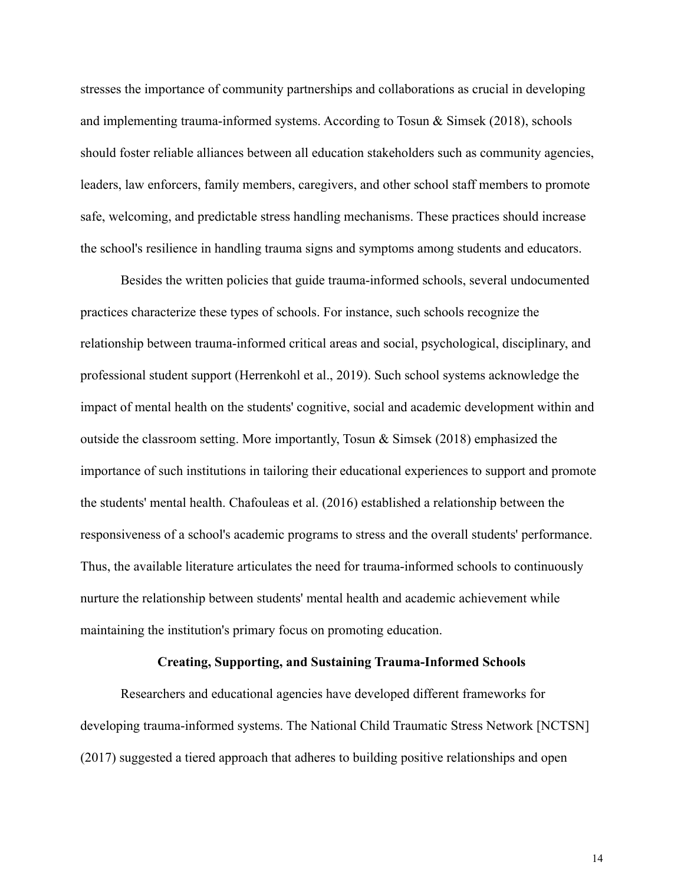stresses the importance of community partnerships and collaborations as crucial in developing and implementing trauma-informed systems. According to Tosun & Simsek (2018), schools should foster reliable alliances between all education stakeholders such as community agencies, leaders, law enforcers, family members, caregivers, and other school staff members to promote safe, welcoming, and predictable stress handling mechanisms. These practices should increase the school's resilience in handling trauma signs and symptoms among students and educators.

Besides the written policies that guide trauma-informed schools, several undocumented practices characterize these types of schools. For instance, such schools recognize the relationship between trauma-informed critical areas and social, psychological, disciplinary, and professional student support (Herrenkohl et al., 2019). Such school systems acknowledge the impact of mental health on the students' cognitive, social and academic development within and outside the classroom setting. More importantly, Tosun & Simsek (2018) emphasized the importance of such institutions in tailoring their educational experiences to support and promote the students' mental health. Chafouleas et al. (2016) established a relationship between the responsiveness of a school's academic programs to stress and the overall students' performance. Thus, the available literature articulates the need for trauma-informed schools to continuously nurture the relationship between students' mental health and academic achievement while maintaining the institution's primary focus on promoting education.

## Creating, Supporting, and Sustaining Trauma-Informed Schools

Researchers and educational agencies have developed different frameworks for developing trauma-informed systems. The National Child Traumatic Stress Network [NCTSN] (2017) suggested a tiered approach that adheres to building positive relationships and open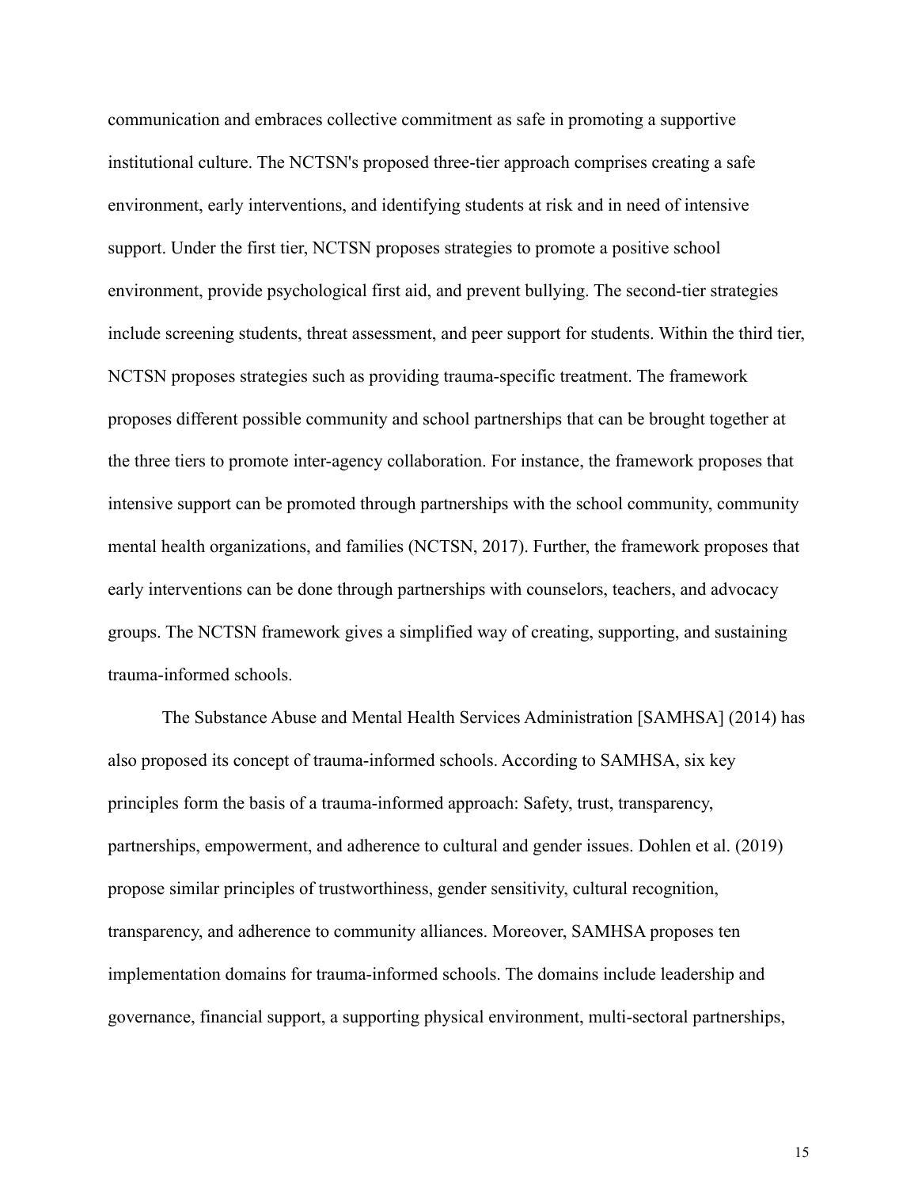communication and embraces collective commitment as safe in promoting a supportive institutional culture. The NCTSN's proposed three-tier approach comprises creating a safe environment, early interventions, and identifying students at risk and in need of intensive support. Under the first tier, NCTSN proposes strategies to promote a positive school environment, provide psychological first aid, and prevent bullying. The second-tier strategies include screening students, threat assessment, and peer support for students. Within the third tier, NCTSN proposes strategies such as providing trauma-specific treatment. The framework proposes different possible community and school partnerships that can be brought together at the three tiers to promote inter-agency collaboration. For instance, the framework proposes that intensive support can be promoted through partnerships with the school community, community mental health organizations, and families (NCTSN, 2017). Further, the framework proposes that early interventions can be done through partnerships with counselors, teachers, and advocacy groups. The NCTSN framework gives a simplified way of creating, supporting, and sustaining trauma-informed schools.

The Substance Abuse and Mental Health Services Administration [SAMHSA] (2014) has also proposed its concept of trauma-informed schools. According to SAMHSA, six key principles form the basis of a trauma-informed approach: Safety, trust, transparency, partnerships, empowerment, and adherence to cultural and gender issues. Dohlen et al. (2019) propose similar principles of trustworthiness, gender sensitivity, cultural recognition, transparency, and adherence to community alliances. Moreover, SAMHSA proposes ten implementation domains for trauma-informed schools. The domains include leadership and governance, financial support, a supporting physical environment, multi-sectoral partnerships,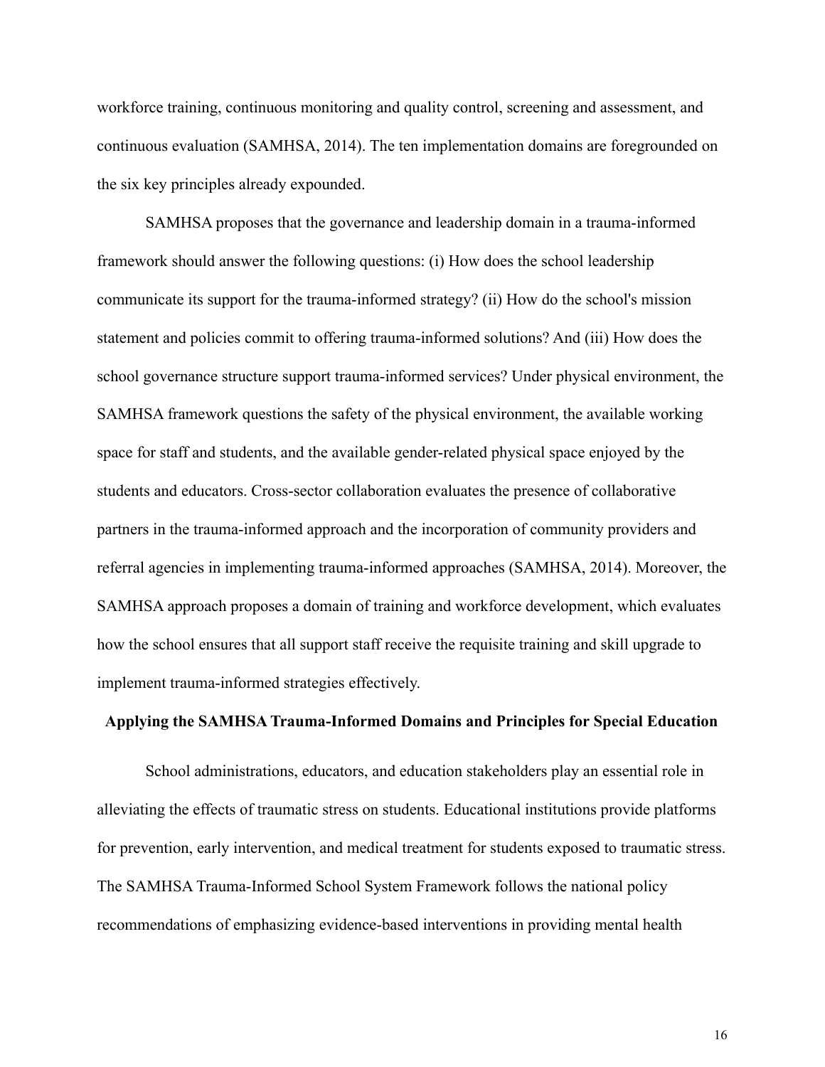workforce training, continuous monitoring and quality control, screening and assessment, and continuous evaluation (SAMHSA, 2014). The ten implementation domains are foregrounded on the six key principles already expounded.

SAMHSA proposes that the governance and leadership domain in a trauma-informed framework should answer the following questions: (i) How does the school leadership communicate its support for the trauma-informed strategy? (ii) How do the school's mission statement and policies commit to offering trauma-informed solutions? And (iii) How does the school governance structure support trauma-informed services? Under physical environment, the SAMHSA framework questions the safety of the physical environment, the available working space for staff and students, and the available gender-related physical space enjoyed by the students and educators. Cross-sector collaboration evaluates the presence of collaborative partners in the trauma-informed approach and the incorporation of community providers and referral agencies in implementing trauma-informed approaches (SAMHSA, 2014). Moreover, the SAMHSA approach proposes a domain of training and workforce development, which evaluates how the school ensures that all support staff receive the requisite training and skill upgrade to implement trauma-informed strategies effectively.

## Applying the SAMHSA Trauma-Informed Domains and Principles for Special Education

School administrations, educators, and education stakeholders play an essential role in alleviating the effects of traumatic stress on students. Educational institutions provide platforms for prevention, early intervention, and medical treatment for students exposed to traumatic stress. The SAMHSA Trauma-Informed School System Framework follows the national policy recommendations of emphasizing evidence-based interventions in providing mental health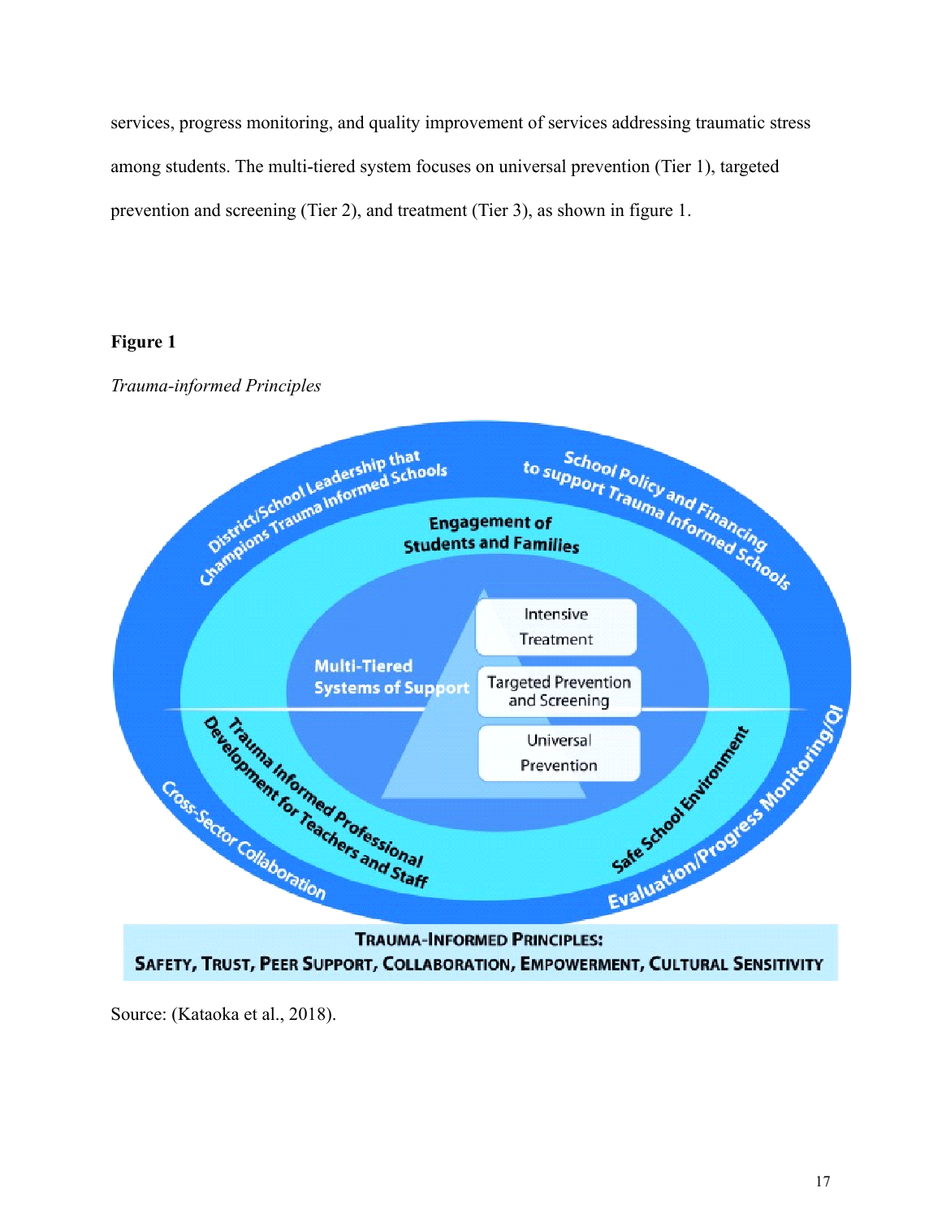services, progress monitoring, and quality improvement of services addressing traumatic stress among students. The multi-tiered system focuses on universal prevention (Tier 1), targeted prevention and screening (Tier 2), and treatment (Tier 3), as shown in figure 1.

**Figure 1**

*Trauma-informed Principles*

District/School Leadership that Champions Trauma Informed Schools

School Policy and Financing to support Trauma Informed Schools

Engagement of Students and Families

Multi-Tiered Systems of Support

Intensive Treatment

Targeted Prevention and Screening

Universal Prevention

Trauma Informed Professional Development for Teachers and Staff

Safe School Environment

Cross-Sector Collaboration

Evaluation/Progress Monitoring/QI

TRAUMA-INFORMED PRINCIPLES:
SAFETY, TRUST, PEER SUPPORT, COLLABORATION, EMPOWERMENT, CULTURAL SENSITIVITY

Source: (Kataoka et al., 2018).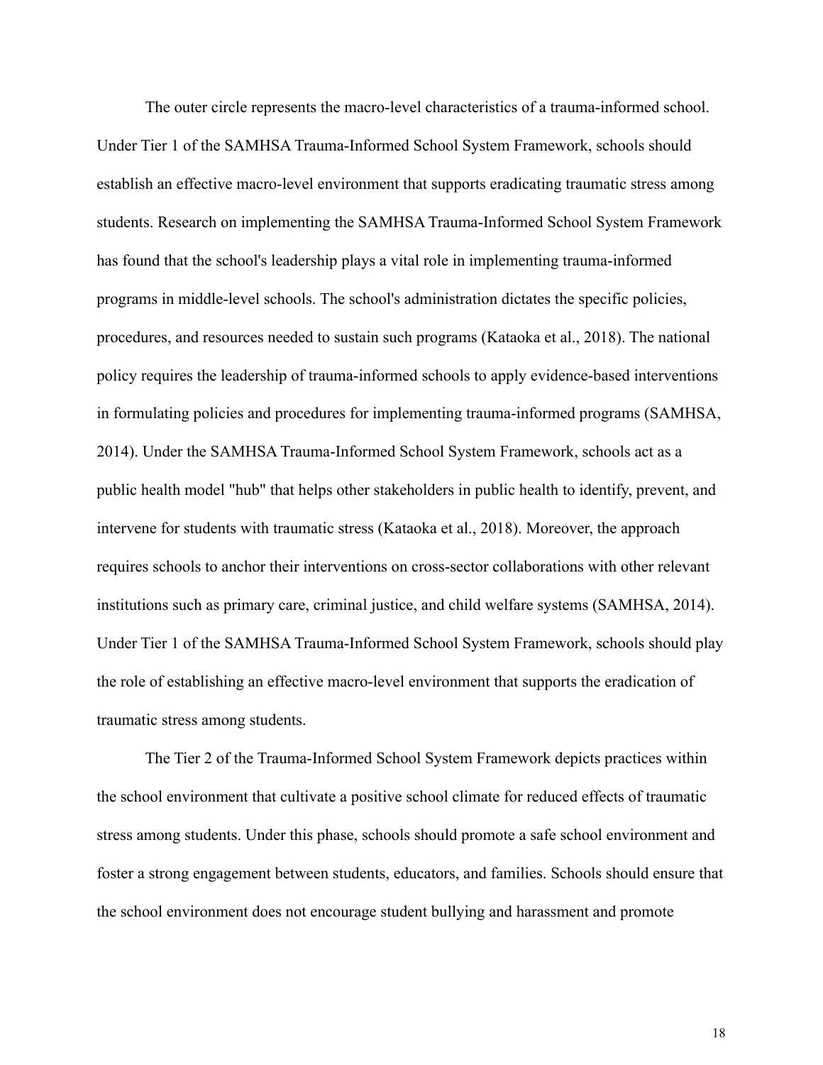The outer circle represents the macro-level characteristics of a trauma-informed school. Under Tier 1 of the SAMHSA Trauma-Informed School System Framework, schools should establish an effective macro-level environment that supports eradicating traumatic stress among students. Research on implementing the SAMHSA Trauma-Informed School System Framework has found that the school's leadership plays a vital role in implementing trauma-informed programs in middle-level schools. The school's administration dictates the specific policies, procedures, and resources needed to sustain such programs (Kataoka et al., 2018). The national policy requires the leadership of trauma-informed schools to apply evidence-based interventions in formulating policies and procedures for implementing trauma-informed programs (SAMHSA, 2014). Under the SAMHSA Trauma-Informed School System Framework, schools act as a public health model "hub" that helps other stakeholders in public health to identify, prevent, and intervene for students with traumatic stress (Kataoka et al., 2018). Moreover, the approach requires schools to anchor their interventions on cross-sector collaborations with other relevant institutions such as primary care, criminal justice, and child welfare systems (SAMHSA, 2014). Under Tier 1 of the SAMHSA Trauma-Informed School System Framework, schools should play the role of establishing an effective macro-level environment that supports the eradication of traumatic stress among students.

The Tier 2 of the Trauma-Informed School System Framework depicts practices within the school environment that cultivate a positive school climate for reduced effects of traumatic stress among students. Under this phase, schools should promote a safe school environment and foster a strong engagement between students, educators, and families. Schools should ensure that the school environment does not encourage student bullying and harassment and promote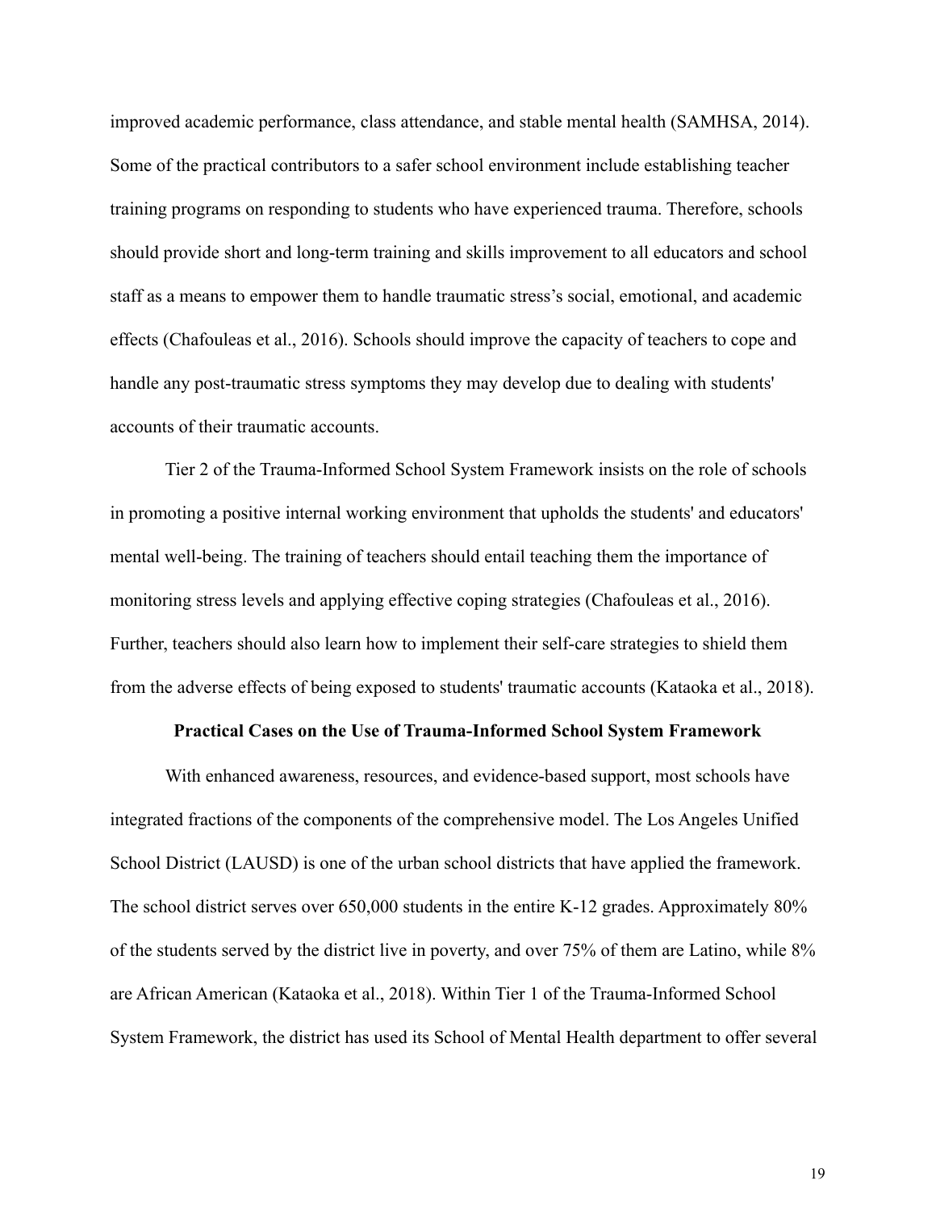improved academic performance, class attendance, and stable mental health (SAMHSA, 2014). Some of the practical contributors to a safer school environment include establishing teacher training programs on responding to students who have experienced trauma. Therefore, schools should provide short and long-term training and skills improvement to all educators and school staff as a means to empower them to handle traumatic stress's social, emotional, and academic effects (Chafouleas et al., 2016). Schools should improve the capacity of teachers to cope and handle any post-traumatic stress symptoms they may develop due to dealing with students' accounts of their traumatic accounts.

Tier 2 of the Trauma-Informed School System Framework insists on the role of schools in promoting a positive internal working environment that upholds the students' and educators' mental well-being. The training of teachers should entail teaching them the importance of monitoring stress levels and applying effective coping strategies (Chafouleas et al., 2016). Further, teachers should also learn how to implement their self-care strategies to shield them from the adverse effects of being exposed to students' traumatic accounts (Kataoka et al., 2018).

## Practical Cases on the Use of Trauma-Informed School System Framework

With enhanced awareness, resources, and evidence-based support, most schools have integrated fractions of the components of the comprehensive model. The Los Angeles Unified School District (LAUSD) is one of the urban school districts that have applied the framework. The school district serves over 650,000 students in the entire K-12 grades. Approximately 80% of the students served by the district live in poverty, and over 75% of them are Latino, while 8% are African American (Kataoka et al., 2018). Within Tier 1 of the Trauma-Informed School System Framework, the district has used its School of Mental Health department to offer several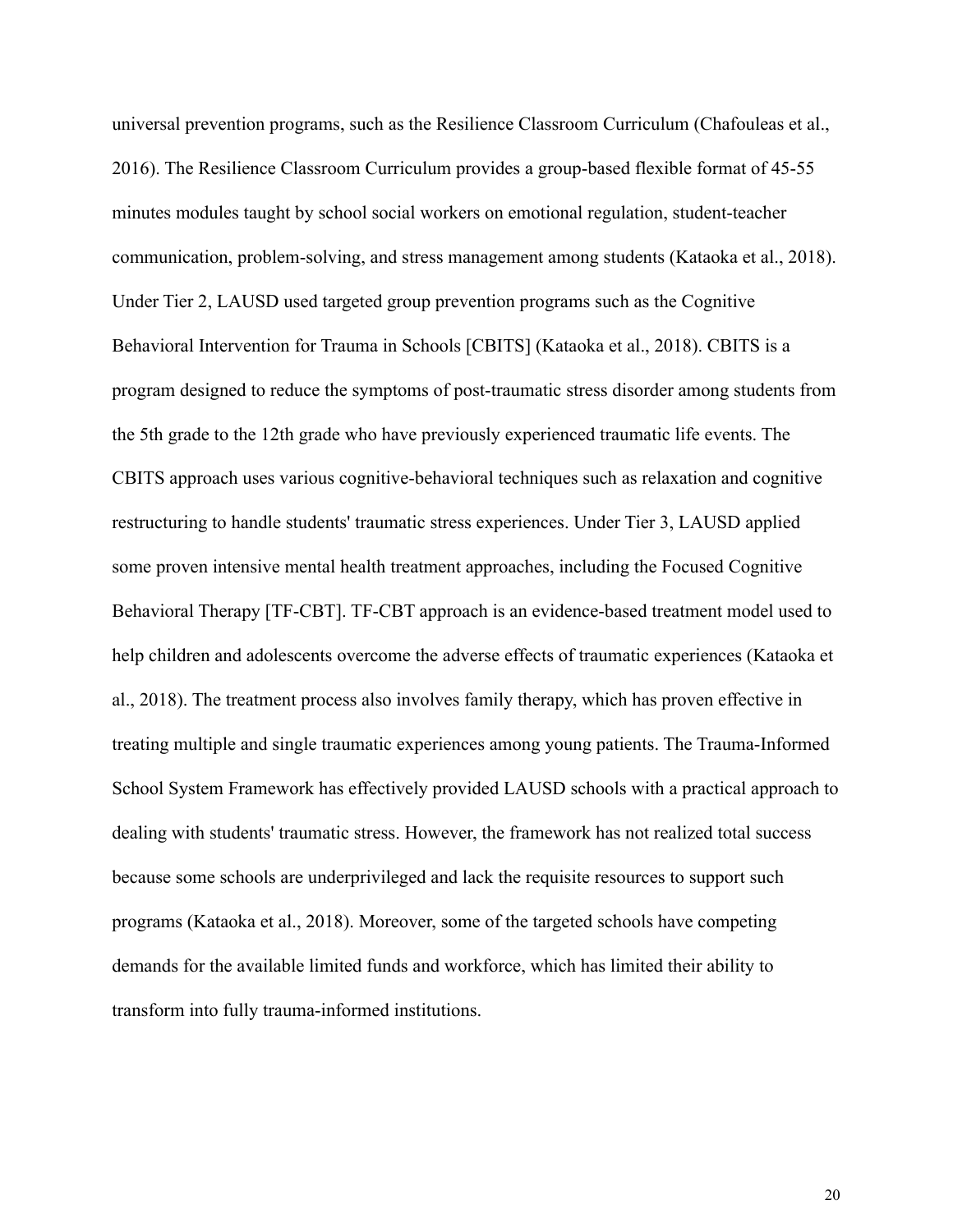universal prevention programs, such as the Resilience Classroom Curriculum (Chafouleas et al., 2016). The Resilience Classroom Curriculum provides a group-based flexible format of 45-55 minutes modules taught by school social workers on emotional regulation, student-teacher communication, problem-solving, and stress management among students (Kataoka et al., 2018). Under Tier 2, LAUSD used targeted group prevention programs such as the Cognitive Behavioral Intervention for Trauma in Schools [CBITS] (Kataoka et al., 2018). CBITS is a program designed to reduce the symptoms of post-traumatic stress disorder among students from the 5th grade to the 12th grade who have previously experienced traumatic life events. The CBITS approach uses various cognitive-behavioral techniques such as relaxation and cognitive restructuring to handle students' traumatic stress experiences. Under Tier 3, LAUSD applied some proven intensive mental health treatment approaches, including the Focused Cognitive Behavioral Therapy [TF-CBT]. TF-CBT approach is an evidence-based treatment model used to help children and adolescents overcome the adverse effects of traumatic experiences (Kataoka et al., 2018). The treatment process also involves family therapy, which has proven effective in treating multiple and single traumatic experiences among young patients. The Trauma-Informed School System Framework has effectively provided LAUSD schools with a practical approach to dealing with students' traumatic stress. However, the framework has not realized total success because some schools are underprivileged and lack the requisite resources to support such programs (Kataoka et al., 2018). Moreover, some of the targeted schools have competing demands for the available limited funds and workforce, which has limited their ability to transform into fully trauma-informed institutions.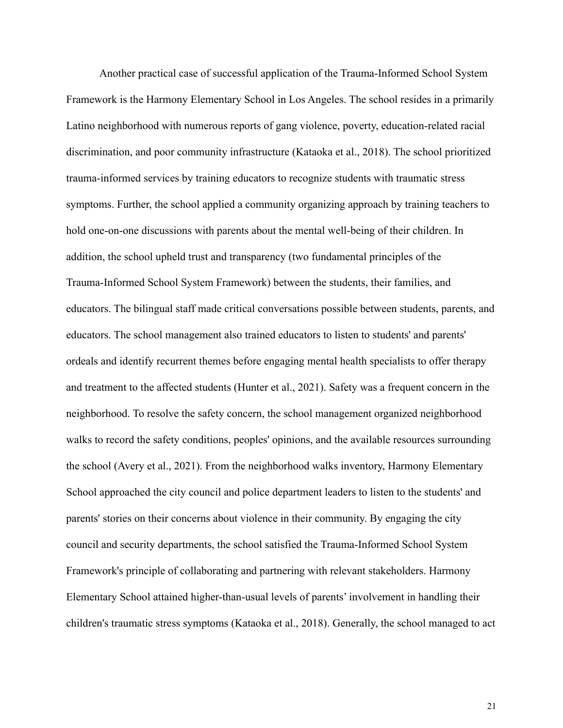Another practical case of successful application of the Trauma-Informed School System Framework is the Harmony Elementary School in Los Angeles. The school resides in a primarily Latino neighborhood with numerous reports of gang violence, poverty, education-related racial discrimination, and poor community infrastructure (Kataoka et al., 2018). The school prioritized trauma-informed services by training educators to recognize students with traumatic stress symptoms. Further, the school applied a community organizing approach by training teachers to hold one-on-one discussions with parents about the mental well-being of their children. In addition, the school upheld trust and transparency (two fundamental principles of the Trauma-Informed School System Framework) between the students, their families, and educators. The bilingual staff made critical conversations possible between students, parents, and educators. The school management also trained educators to listen to students' and parents' ordeals and identify recurrent themes before engaging mental health specialists to offer therapy and treatment to the affected students (Hunter et al., 2021). Safety was a frequent concern in the neighborhood. To resolve the safety concern, the school management organized neighborhood walks to record the safety conditions, peoples' opinions, and the available resources surrounding the school (Avery et al., 2021). From the neighborhood walks inventory, Harmony Elementary School approached the city council and police department leaders to listen to the students' and parents' stories on their concerns about violence in their community. By engaging the city council and security departments, the school satisfied the Trauma-Informed School System Framework's principle of collaborating and partnering with relevant stakeholders. Harmony Elementary School attained higher-than-usual levels of parents' involvement in handling their children's traumatic stress symptoms (Kataoka et al., 2018). Generally, the school managed to act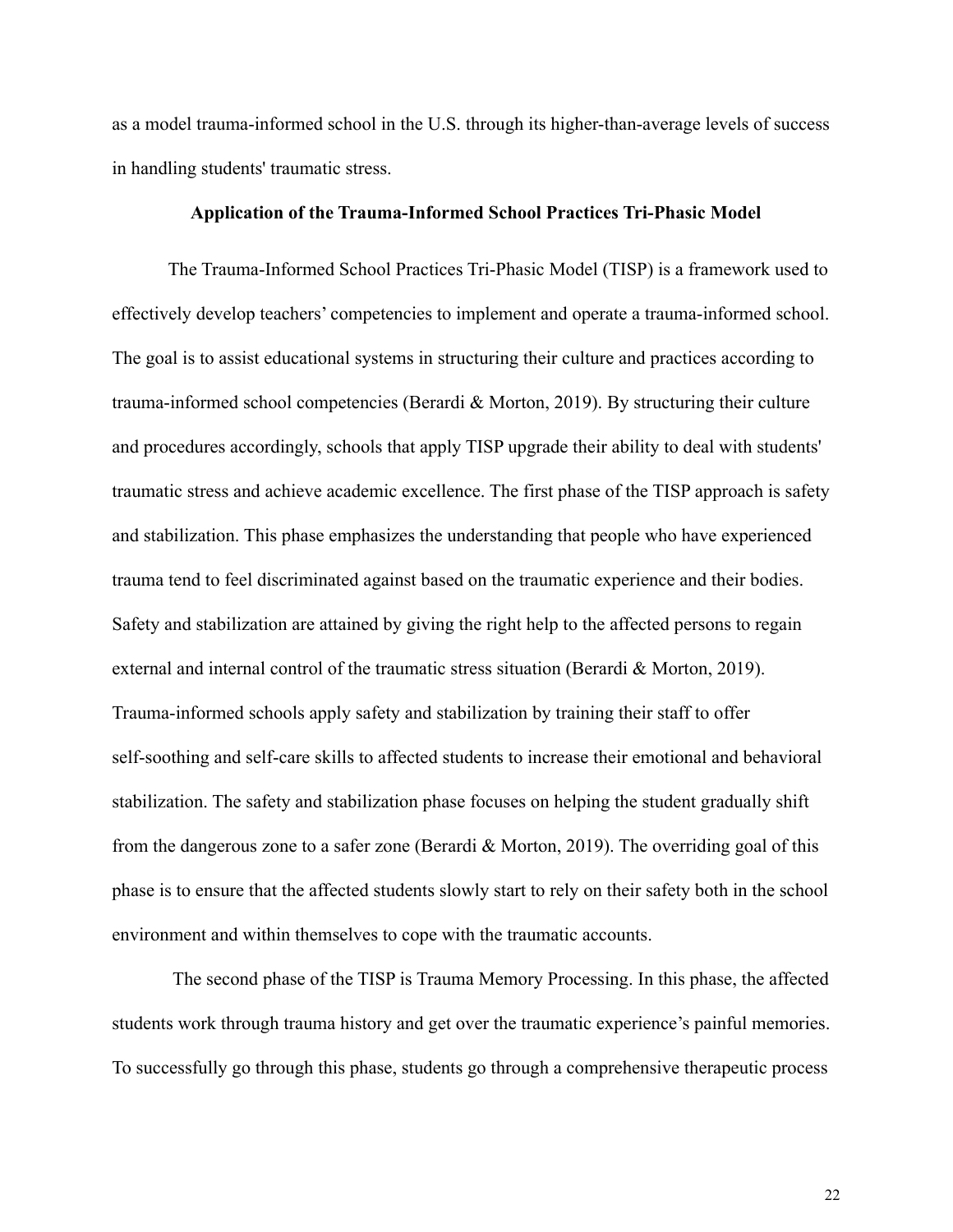as a model trauma-informed school in the U.S. through its higher-than-average levels of success in handling students' traumatic stress.

## Application of the Trauma-Informed School Practices Tri-Phasic Model

The Trauma-Informed School Practices Tri-Phasic Model (TISP) is a framework used to effectively develop teachers' competencies to implement and operate a trauma-informed school. The goal is to assist educational systems in structuring their culture and practices according to trauma-informed school competencies (Berardi & Morton, 2019). By structuring their culture and procedures accordingly, schools that apply TISP upgrade their ability to deal with students' traumatic stress and achieve academic excellence. The first phase of the TISP approach is safety and stabilization. This phase emphasizes the understanding that people who have experienced trauma tend to feel discriminated against based on the traumatic experience and their bodies. Safety and stabilization are attained by giving the right help to the affected persons to regain external and internal control of the traumatic stress situation (Berardi & Morton, 2019). Trauma-informed schools apply safety and stabilization by training their staff to offer self-soothing and self-care skills to affected students to increase their emotional and behavioral stabilization. The safety and stabilization phase focuses on helping the student gradually shift from the dangerous zone to a safer zone (Berardi & Morton, 2019). The overriding goal of this phase is to ensure that the affected students slowly start to rely on their safety both in the school environment and within themselves to cope with the traumatic accounts.

The second phase of the TISP is Trauma Memory Processing. In this phase, the affected students work through trauma history and get over the traumatic experience's painful memories. To successfully go through this phase, students go through a comprehensive therapeutic process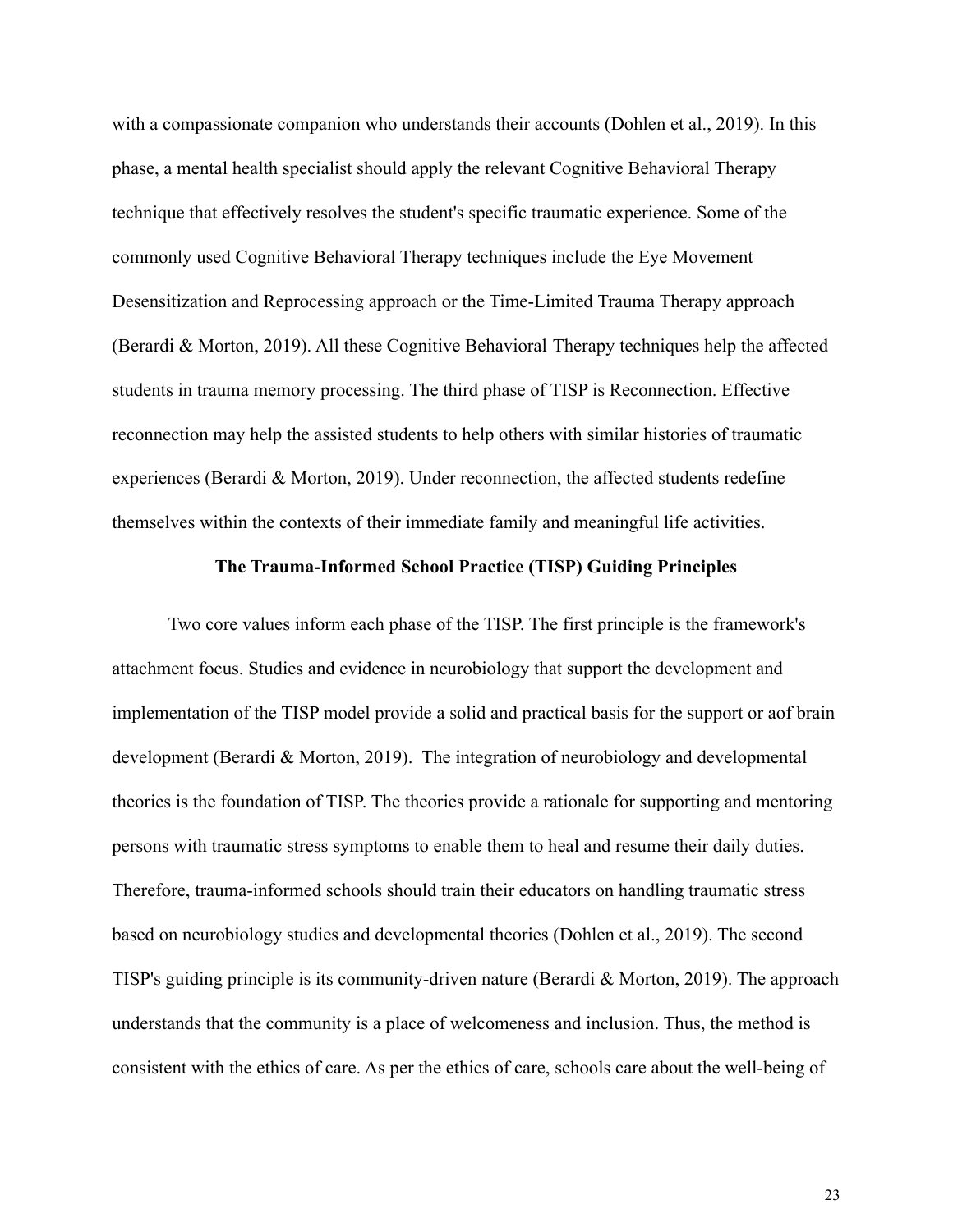with a compassionate companion who understands their accounts (Dohlen et al., 2019). In this phase, a mental health specialist should apply the relevant Cognitive Behavioral Therapy technique that effectively resolves the student's specific traumatic experience. Some of the commonly used Cognitive Behavioral Therapy techniques include the Eye Movement Desensitization and Reprocessing approach or the Time-Limited Trauma Therapy approach (Berardi & Morton, 2019). All these Cognitive Behavioral Therapy techniques help the affected students in trauma memory processing. The third phase of TISP is Reconnection. Effective reconnection may help the assisted students to help others with similar histories of traumatic experiences (Berardi & Morton, 2019). Under reconnection, the affected students redefine themselves within the contexts of their immediate family and meaningful life activities.

## The Trauma-Informed School Practice (TISP) Guiding Principles

Two core values inform each phase of the TISP. The first principle is the framework's attachment focus. Studies and evidence in neurobiology that support the development and implementation of the TISP model provide a solid and practical basis for the support or aof brain development (Berardi & Morton, 2019). The integration of neurobiology and developmental theories is the foundation of TISP. The theories provide a rationale for supporting and mentoring persons with traumatic stress symptoms to enable them to heal and resume their daily duties. Therefore, trauma-informed schools should train their educators on handling traumatic stress based on neurobiology studies and developmental theories (Dohlen et al., 2019). The second TISP's guiding principle is its community-driven nature (Berardi & Morton, 2019). The approach understands that the community is a place of welcomeness and inclusion. Thus, the method is consistent with the ethics of care. As per the ethics of care, schools care about the well-being of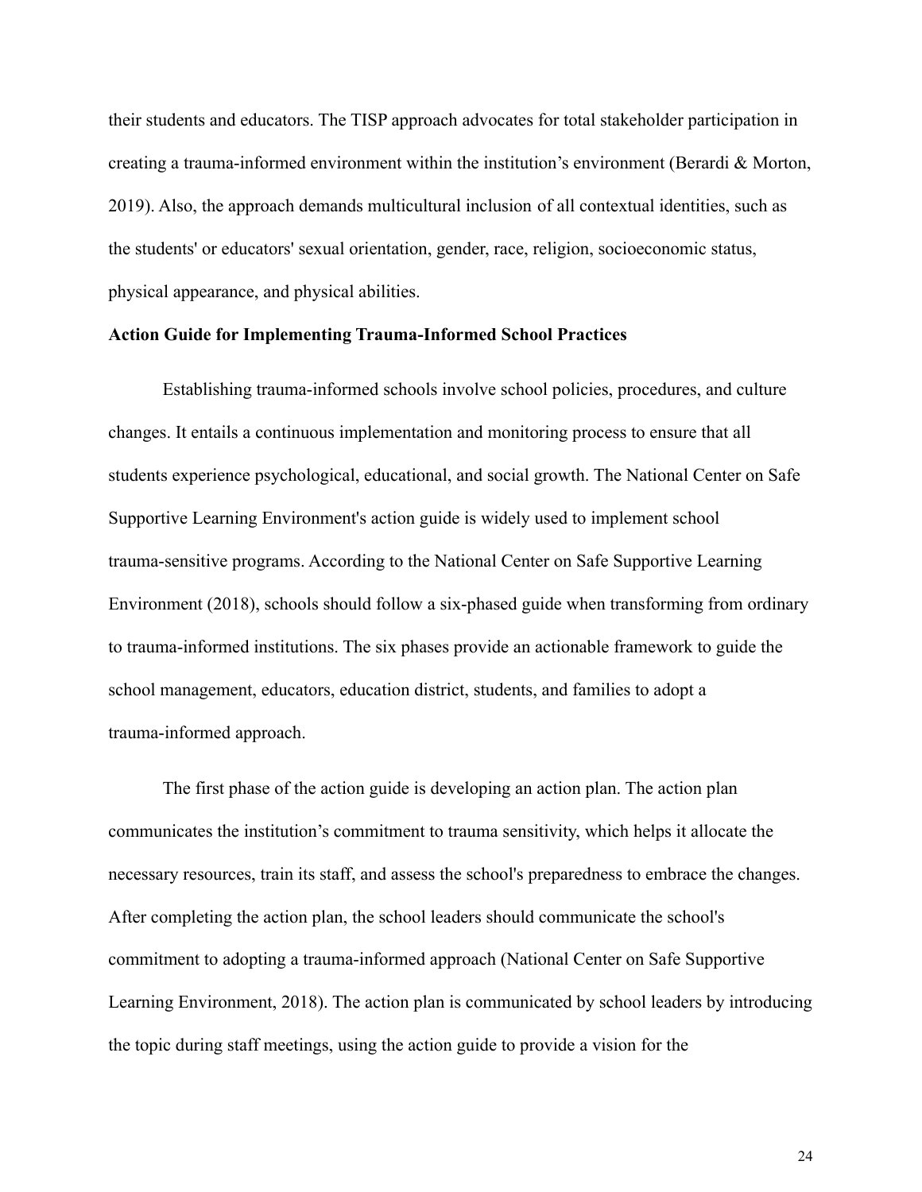their students and educators. The TISP approach advocates for total stakeholder participation in creating a trauma-informed environment within the institution's environment (Berardi & Morton, 2019). Also, the approach demands multicultural inclusion of all contextual identities, such as the students' or educators' sexual orientation, gender, race, religion, socioeconomic status, physical appearance, and physical abilities.

**Action Guide for Implementing Trauma-Informed School Practices**

Establishing trauma-informed schools involve school policies, procedures, and culture changes. It entails a continuous implementation and monitoring process to ensure that all students experience psychological, educational, and social growth. The National Center on Safe Supportive Learning Environment's action guide is widely used to implement school trauma-sensitive programs. According to the National Center on Safe Supportive Learning Environment (2018), schools should follow a six-phased guide when transforming from ordinary to trauma-informed institutions. The six phases provide an actionable framework to guide the school management, educators, education district, students, and families to adopt a trauma-informed approach.

The first phase of the action guide is developing an action plan. The action plan communicates the institution's commitment to trauma sensitivity, which helps it allocate the necessary resources, train its staff, and assess the school's preparedness to embrace the changes. After completing the action plan, the school leaders should communicate the school's commitment to adopting a trauma-informed approach (National Center on Safe Supportive Learning Environment, 2018). The action plan is communicated by school leaders by introducing the topic during staff meetings, using the action guide to provide a vision for the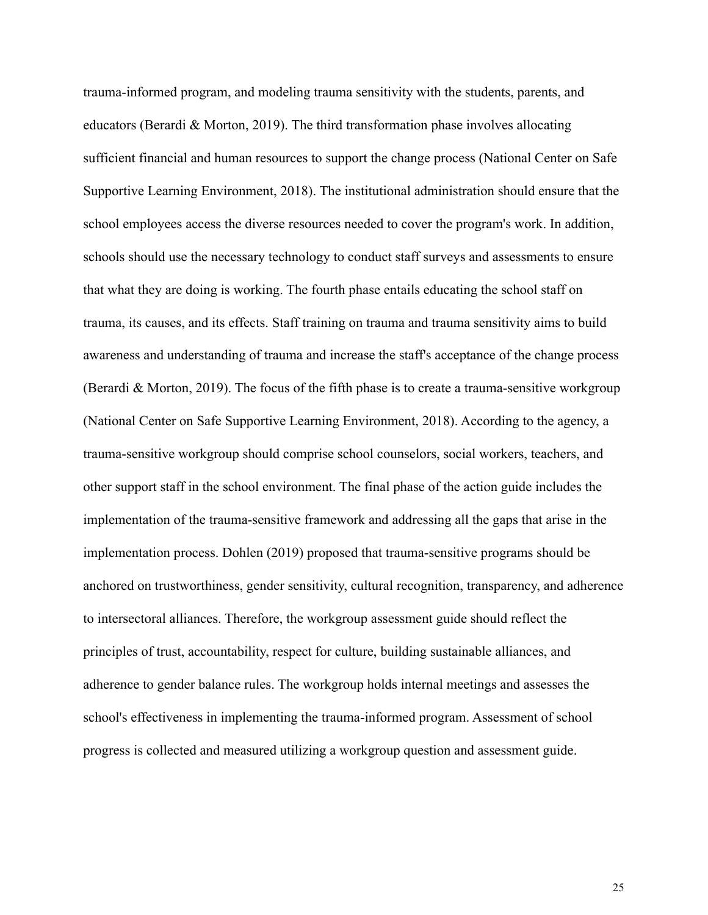trauma-informed program, and modeling trauma sensitivity with the students, parents, and educators (Berardi & Morton, 2019). The third transformation phase involves allocating sufficient financial and human resources to support the change process (National Center on Safe Supportive Learning Environment, 2018). The institutional administration should ensure that the school employees access the diverse resources needed to cover the program's work. In addition, schools should use the necessary technology to conduct staff surveys and assessments to ensure that what they are doing is working. The fourth phase entails educating the school staff on trauma, its causes, and its effects. Staff training on trauma and trauma sensitivity aims to build awareness and understanding of trauma and increase the staff's acceptance of the change process (Berardi & Morton, 2019). The focus of the fifth phase is to create a trauma-sensitive workgroup (National Center on Safe Supportive Learning Environment, 2018). According to the agency, a trauma-sensitive workgroup should comprise school counselors, social workers, teachers, and other support staff in the school environment. The final phase of the action guide includes the implementation of the trauma-sensitive framework and addressing all the gaps that arise in the implementation process. Dohlen (2019) proposed that trauma-sensitive programs should be anchored on trustworthiness, gender sensitivity, cultural recognition, transparency, and adherence to intersectoral alliances. Therefore, the workgroup assessment guide should reflect the principles of trust, accountability, respect for culture, building sustainable alliances, and adherence to gender balance rules. The workgroup holds internal meetings and assesses the school's effectiveness in implementing the trauma-informed program. Assessment of school progress is collected and measured utilizing a workgroup question and assessment guide.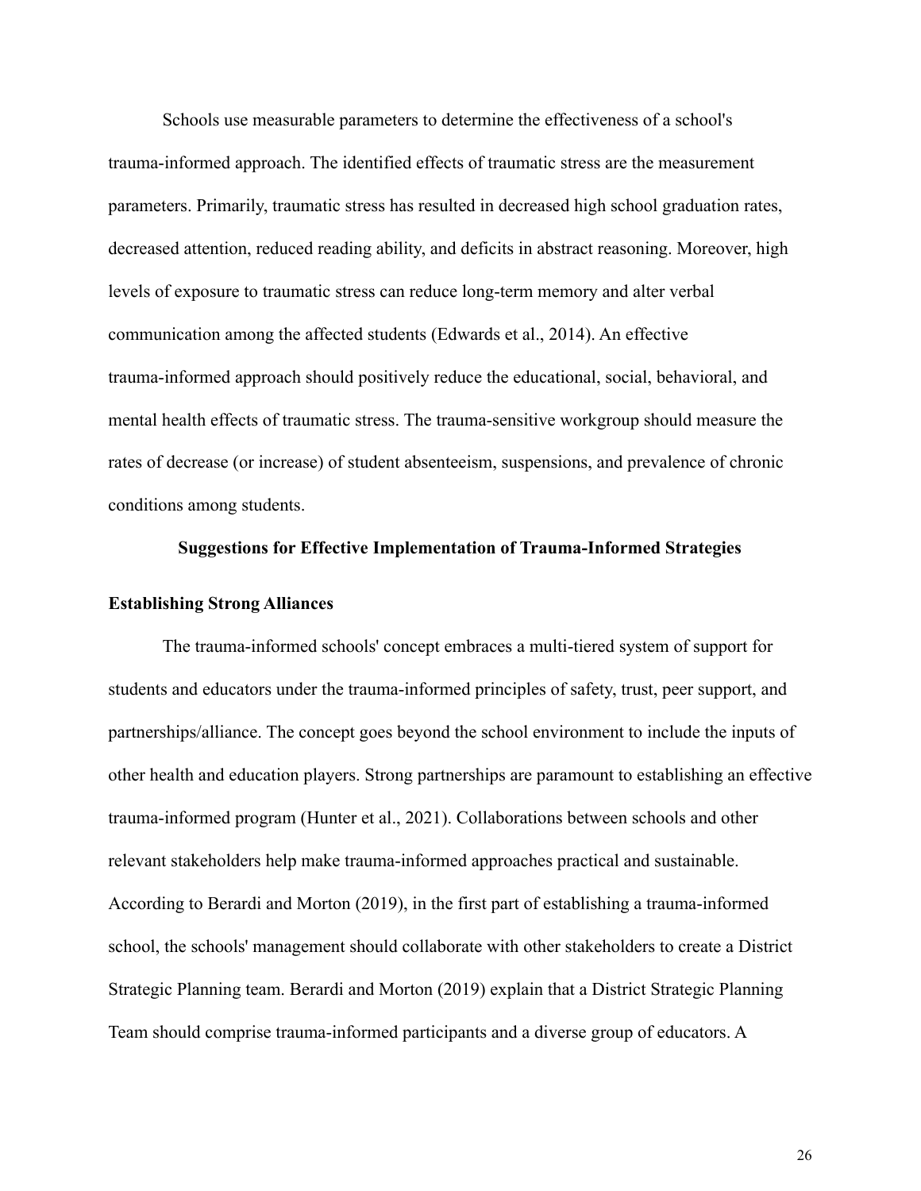Schools use measurable parameters to determine the effectiveness of a school's trauma-informed approach. The identified effects of traumatic stress are the measurement parameters. Primarily, traumatic stress has resulted in decreased high school graduation rates, decreased attention, reduced reading ability, and deficits in abstract reasoning. Moreover, high levels of exposure to traumatic stress can reduce long-term memory and alter verbal communication among the affected students (Edwards et al., 2014). An effective trauma-informed approach should positively reduce the educational, social, behavioral, and mental health effects of traumatic stress. The trauma-sensitive workgroup should measure the rates of decrease (or increase) of student absenteeism, suspensions, and prevalence of chronic conditions among students.

## Suggestions for Effective Implementation of Trauma-Informed Strategies

### Establishing Strong Alliances

The trauma-informed schools' concept embraces a multi-tiered system of support for students and educators under the trauma-informed principles of safety, trust, peer support, and partnerships/alliance. The concept goes beyond the school environment to include the inputs of other health and education players. Strong partnerships are paramount to establishing an effective trauma-informed program (Hunter et al., 2021). Collaborations between schools and other relevant stakeholders help make trauma-informed approaches practical and sustainable. According to Berardi and Morton (2019), in the first part of establishing a trauma-informed school, the schools' management should collaborate with other stakeholders to create a District Strategic Planning team. Berardi and Morton (2019) explain that a District Strategic Planning Team should comprise trauma-informed participants and a diverse group of educators. A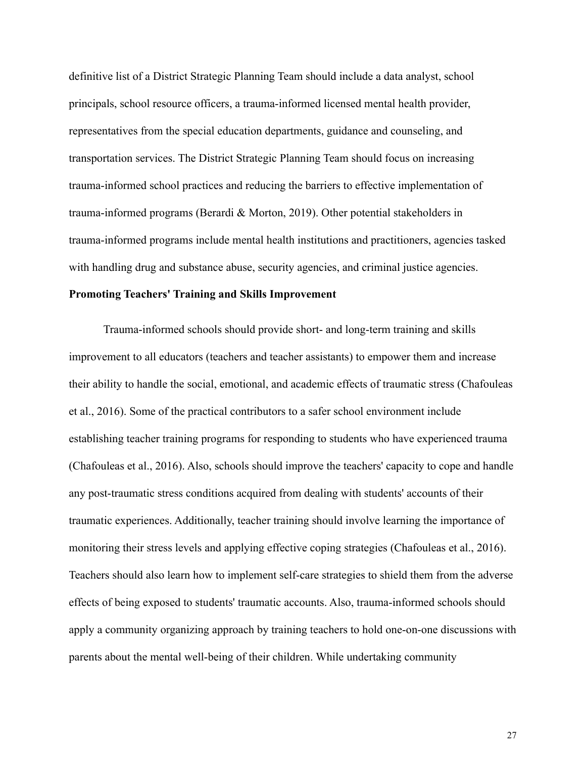definitive list of a District Strategic Planning Team should include a data analyst, school principals, school resource officers, a trauma-informed licensed mental health provider, representatives from the special education departments, guidance and counseling, and transportation services. The District Strategic Planning Team should focus on increasing trauma-informed school practices and reducing the barriers to effective implementation of trauma-informed programs (Berardi & Morton, 2019). Other potential stakeholders in trauma-informed programs include mental health institutions and practitioners, agencies tasked with handling drug and substance abuse, security agencies, and criminal justice agencies.

**Promoting Teachers' Training and Skills Improvement**

Trauma-informed schools should provide short- and long-term training and skills improvement to all educators (teachers and teacher assistants) to empower them and increase their ability to handle the social, emotional, and academic effects of traumatic stress (Chafouleas et al., 2016). Some of the practical contributors to a safer school environment include establishing teacher training programs for responding to students who have experienced trauma (Chafouleas et al., 2016). Also, schools should improve the teachers' capacity to cope and handle any post-traumatic stress conditions acquired from dealing with students' accounts of their traumatic experiences. Additionally, teacher training should involve learning the importance of monitoring their stress levels and applying effective coping strategies (Chafouleas et al., 2016). Teachers should also learn how to implement self-care strategies to shield them from the adverse effects of being exposed to students' traumatic accounts. Also, trauma-informed schools should apply a community organizing approach by training teachers to hold one-on-one discussions with parents about the mental well-being of their children. While undertaking community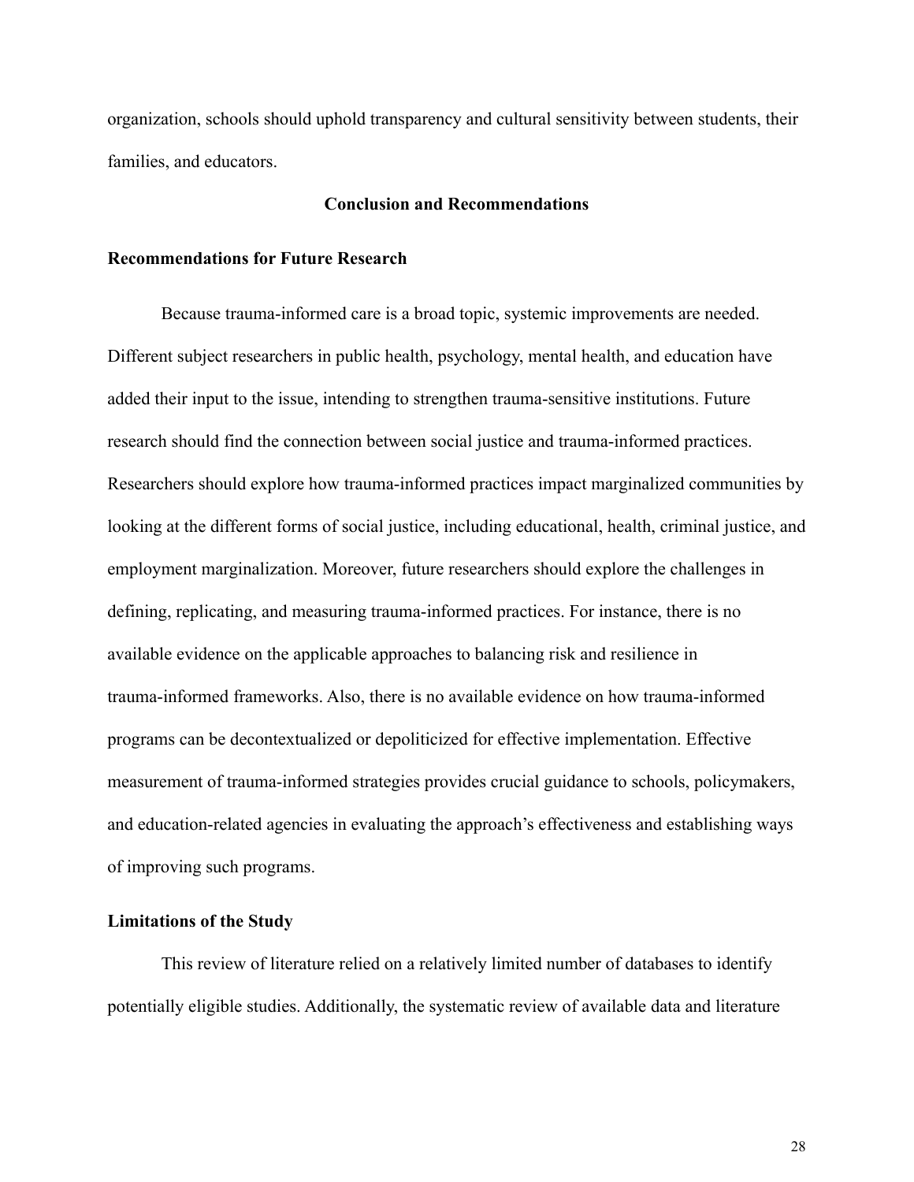organization, schools should uphold transparency and cultural sensitivity between students, their families, and educators.

## Conclusion and Recommendations

### Recommendations for Future Research

Because trauma-informed care is a broad topic, systemic improvements are needed. Different subject researchers in public health, psychology, mental health, and education have added their input to the issue, intending to strengthen trauma-sensitive institutions. Future research should find the connection between social justice and trauma-informed practices. Researchers should explore how trauma-informed practices impact marginalized communities by looking at the different forms of social justice, including educational, health, criminal justice, and employment marginalization. Moreover, future researchers should explore the challenges in defining, replicating, and measuring trauma-informed practices. For instance, there is no available evidence on the applicable approaches to balancing risk and resilience in trauma-informed frameworks. Also, there is no available evidence on how trauma-informed programs can be decontextualized or depoliticized for effective implementation. Effective measurement of trauma-informed strategies provides crucial guidance to schools, policymakers, and education-related agencies in evaluating the approach's effectiveness and establishing ways of improving such programs.

### Limitations of the Study

This review of literature relied on a relatively limited number of databases to identify potentially eligible studies. Additionally, the systematic review of available data and literature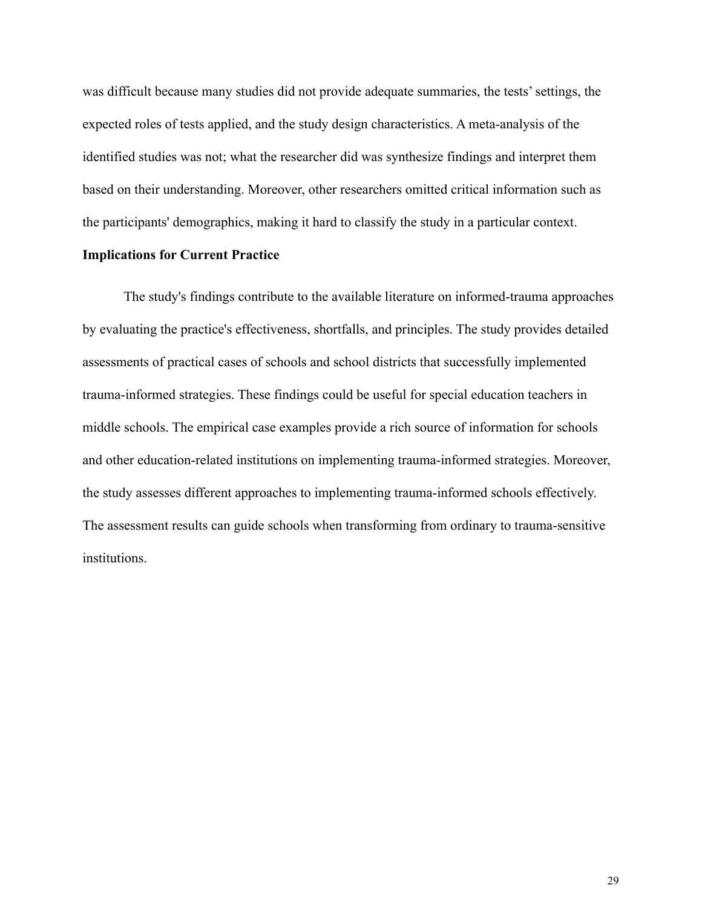was difficult because many studies did not provide adequate summaries, the tests' settings, the expected roles of tests applied, and the study design characteristics. A meta-analysis of the identified studies was not; what the researcher did was synthesize findings and interpret them based on their understanding. Moreover, other researchers omitted critical information such as the participants' demographics, making it hard to classify the study in a particular context.

**Implications for Current Practice**

The study's findings contribute to the available literature on informed-trauma approaches by evaluating the practice's effectiveness, shortfalls, and principles. The study provides detailed assessments of practical cases of schools and school districts that successfully implemented trauma-informed strategies. These findings could be useful for special education teachers in middle schools. The empirical case examples provide a rich source of information for schools and other education-related institutions on implementing trauma-informed strategies. Moreover, the study assesses different approaches to implementing trauma-informed schools effectively. The assessment results can guide schools when transforming from ordinary to trauma-sensitive institutions.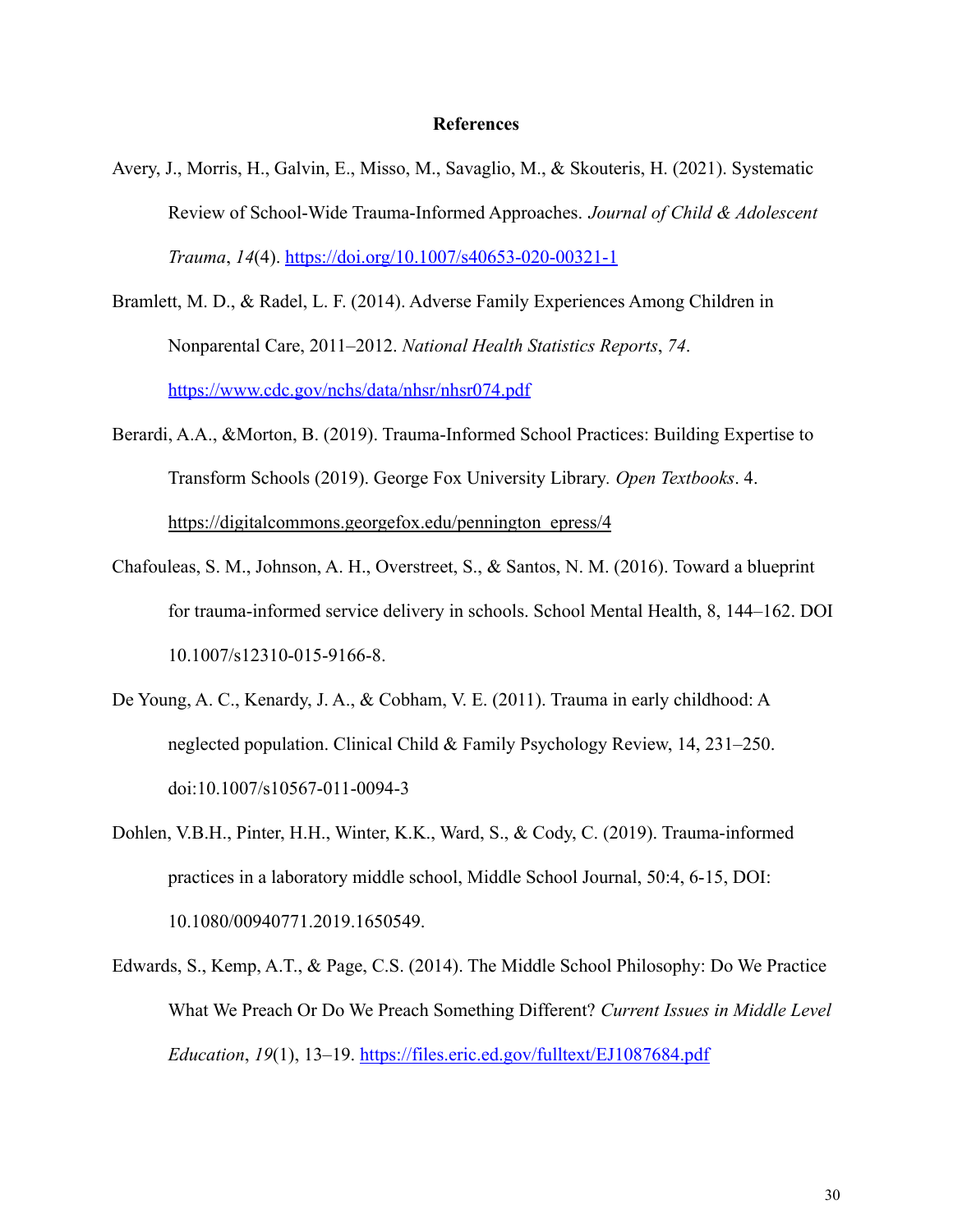# References

Avery, J., Morris, H., Galvin, E., Misso, M., Savaglio, M., & Skouteris, H. (2021). Systematic Review of School-Wide Trauma-Informed Approaches. *Journal of Child & Adolescent Trauma*, *14*(4). https://doi.org/10.1007/s40653-020-00321-1

Bramlett, M. D., & Radel, L. F. (2014). Adverse Family Experiences Among Children in Nonparental Care, 2011–2012. *National Health Statistics Reports*, *74*. https://www.cdc.gov/nchs/data/nhsr/nhsr074.pdf

Berardi, A.A., &Morton, B. (2019). Trauma-Informed School Practices: Building Expertise to Transform Schools (2019). George Fox University Library. *Open Textbooks*. 4. https://digitalcommons.georgefox.edu/pennington_epress/4

Chafouleas, S. M., Johnson, A. H., Overstreet, S., & Santos, N. M. (2016). Toward a blueprint for trauma-informed service delivery in schools. School Mental Health, 8, 144–162. DOI 10.1007/s12310-015-9166-8.

De Young, A. C., Kenardy, J. A., & Cobham, V. E. (2011). Trauma in early childhood: A neglected population. Clinical Child & Family Psychology Review, 14, 231–250. doi:10.1007/s10567-011-0094-3

Dohlen, V.B.H., Pinter, H.H., Winter, K.K., Ward, S., & Cody, C. (2019). Trauma-informed practices in a laboratory middle school, Middle School Journal, 50:4, 6-15, DOI: 10.1080/00940771.2019.1650549.

Edwards, S., Kemp, A.T., & Page, C.S. (2014). The Middle School Philosophy: Do We Practice What We Preach Or Do We Preach Something Different? *Current Issues in Middle Level Education*, *19*(1), 13–19. https://files.eric.ed.gov/fulltext/EJ1087684.pdf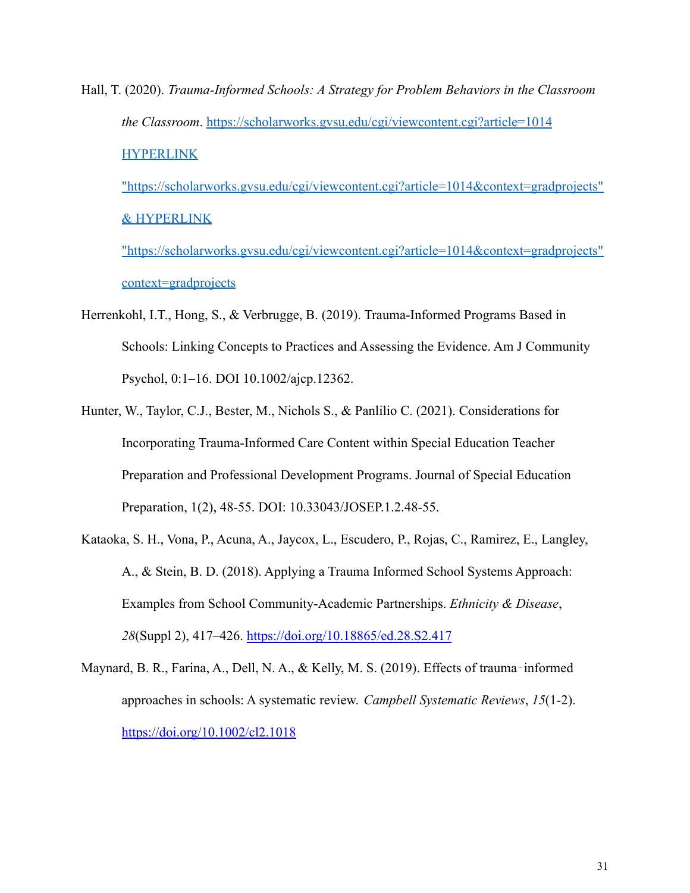Hall, T. (2020). *Trauma-Informed Schools: A Strategy for Problem Behaviors in the Classroom the Classroom*. https://scholarworks.gvsu.edu/cgi/viewcontent.cgi?article=1014 HYPERLINK "https://scholarworks.gvsu.edu/cgi/viewcontent.cgi?article=1014&context=gradprojects" & HYPERLINK "https://scholarworks.gvsu.edu/cgi/viewcontent.cgi?article=1014&context=gradprojects" context=gradprojects

Herrenkohl, I.T., Hong, S., & Verbrugge, B. (2019). Trauma-Informed Programs Based in Schools: Linking Concepts to Practices and Assessing the Evidence. Am J Community Psychol, 0:1–16. DOI 10.1002/ajcp.12362.

Hunter, W., Taylor, C.J., Bester, M., Nichols S., & Panlilio C. (2021). Considerations for Incorporating Trauma-Informed Care Content within Special Education Teacher Preparation and Professional Development Programs. Journal of Special Education Preparation, 1(2), 48-55. DOI: 10.33043/JOSEP.1.2.48-55.

Kataoka, S. H., Vona, P., Acuna, A., Jaycox, L., Escudero, P., Rojas, C., Ramirez, E., Langley, A., & Stein, B. D. (2018). Applying a Trauma Informed School Systems Approach: Examples from School Community-Academic Partnerships. *Ethnicity & Disease*, *28*(Suppl 2), 417–426. https://doi.org/10.18865/ed.28.S2.417

Maynard, B. R., Farina, A., Dell, N. A., & Kelly, M. S. (2019). Effects of trauma‐informed approaches in schools: A systematic review. *Campbell Systematic Reviews*, *15*(1-2). https://doi.org/10.1002/cl2.1018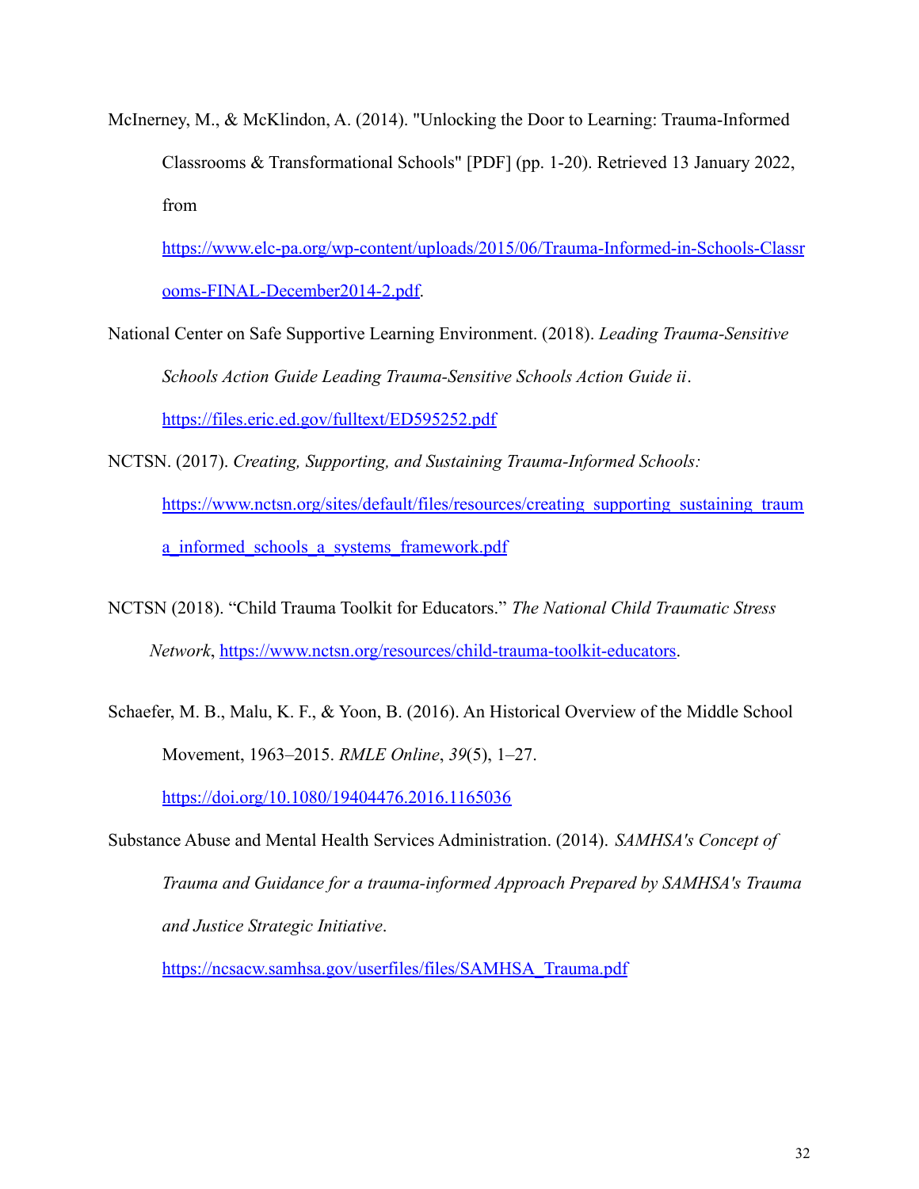McInerney, M., & McKlindon, A. (2014). "Unlocking the Door to Learning: Trauma-Informed Classrooms & Transformational Schools" [PDF] (pp. 1-20). Retrieved 13 January 2022, from https://www.elc-pa.org/wp-content/uploads/2015/06/Trauma-Informed-in-Schools-Classrooms-FINAL-December2014-2.pdf.

National Center on Safe Supportive Learning Environment. (2018). *Leading Trauma-Sensitive Schools Action Guide Leading Trauma-Sensitive Schools Action Guide ii*. https://files.eric.ed.gov/fulltext/ED595252.pdf

NCTSN. (2017). *Creating, Supporting, and Sustaining Trauma-Informed Schools:* https://www.nctsn.org/sites/default/files/resources/creating_supporting_sustaining_trauma_informed_schools_a_systems_framework.pdf

NCTSN (2018). "Child Trauma Toolkit for Educators." *The National Child Traumatic Stress Network*, https://www.nctsn.org/resources/child-trauma-toolkit-educators.

Schaefer, M. B., Malu, K. F., & Yoon, B. (2016). An Historical Overview of the Middle School Movement, 1963–2015. *RMLE Online*, *39*(5), 1–27. https://doi.org/10.1080/19404476.2016.1165036

Substance Abuse and Mental Health Services Administration. (2014). *SAMHSA's Concept of Trauma and Guidance for a trauma-informed Approach Prepared by SAMHSA's Trauma and Justice Strategic Initiative*. https://ncsacw.samhsa.gov/userfiles/files/SAMHSA_Trauma.pdf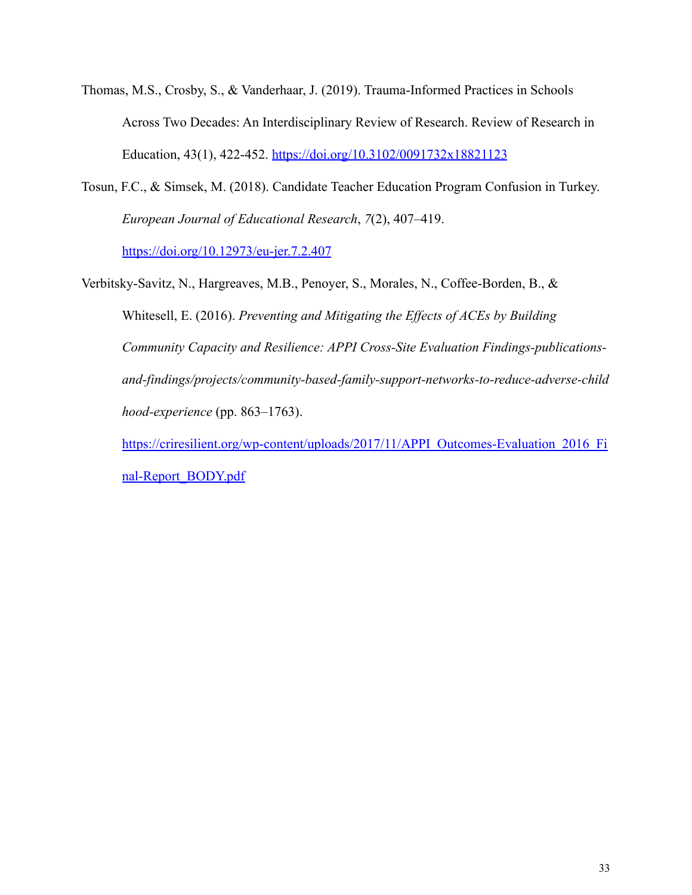Thomas, M.S., Crosby, S., & Vanderhaar, J. (2019). Trauma-Informed Practices in Schools Across Two Decades: An Interdisciplinary Review of Research. Review of Research in Education, 43(1), 422-452. https://doi.org/10.3102/0091732x18821123

Tosun, F.C., & Simsek, M. (2018). Candidate Teacher Education Program Confusion in Turkey. *European Journal of Educational Research*, *7*(2), 407–419. https://doi.org/10.12973/eu-jer.7.2.407

Verbitsky-Savitz, N., Hargreaves, M.B., Penoyer, S., Morales, N., Coffee-Borden, B., & Whitesell, E. (2016). *Preventing and Mitigating the Effects of ACEs by Building Community Capacity and Resilience: APPI Cross-Site Evaluation Findings-publications-and-findings/projects/community-based-family-support-networks-to-reduce-adverse-childhood-experience* (pp. 863–1763). https://criresilient.org/wp-content/uploads/2017/11/APPI_Outcomes-Evaluation_2016_Final-Report_BODY.pdf